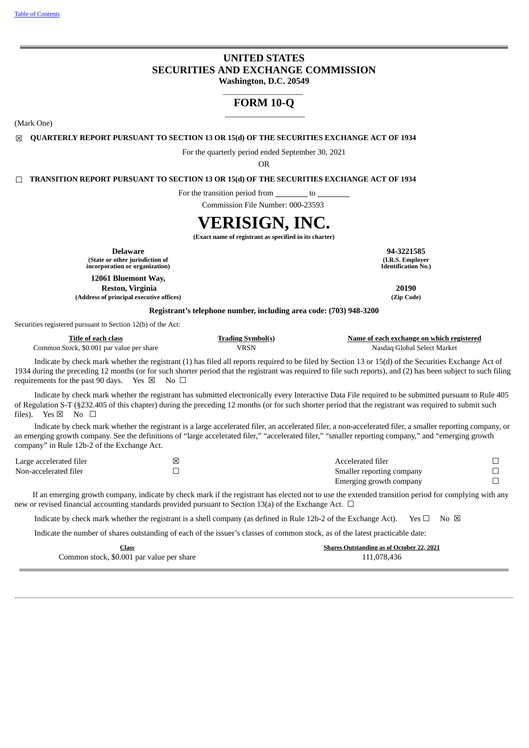[Table of Contents](#)

# UNITED STATES
# SECURITIES AND EXCHANGE COMMISSION
**Washington, D.C. 20549**

## FORM 10-Q

(Mark One)

☒ **QUARTERLY REPORT PURSUANT TO SECTION 13 OR 15(d) OF THE SECURITIES EXCHANGE ACT OF 1934**

For the quarterly period ended September 30, 2021

OR

☐ **TRANSITION REPORT PURSUANT TO SECTION 13 OR 15(d) OF THE SECURITIES EXCHANGE ACT OF 1934**

For the transition period from ________ to ________

Commission File Number: 000-23593

# VERISIGN, INC.
**(Exact name of registrant as specified in its charter)**

| | |
|---|---|
| **Delaware** | **94-3221585** |
| **(State or other jurisdiction of incorporation or organization)** | **(I.R.S. Employer Identification No.)** |
| **12061 Bluemont Way, Reston, Virginia** | **20190** |
| **(Address of principal executive offices)** | **(Zip Code)** |

**Registrant's telephone number, including area code: (703) 948-3200**

Securities registered pursuant to Section 12(b) of the Act:

| Title of each class | Trading Symbol(s) | Name of each exchange on which registered |
|---|---|---|
| Common Stock, $0.001 par value per share | VRSN | Nasdaq Global Select Market |

Indicate by check mark whether the registrant (1) has filed all reports required to be filed by Section 13 or 15(d) of the Securities Exchange Act of 1934 during the preceding 12 months (or for such shorter period that the registrant was required to file such reports), and (2) has been subject to such filing requirements for the past 90 days. Yes ☒ No ☐

Indicate by check mark whether the registrant has submitted electronically every Interactive Data File required to be submitted pursuant to Rule 405 of Regulation S-T (§232.405 of this chapter) during the preceding 12 months (or for such shorter period that the registrant was required to submit such files). Yes ☒ No ☐

Indicate by check mark whether the registrant is a large accelerated filer, an accelerated filer, a non-accelerated filer, a smaller reporting company, or an emerging growth company. See the definitions of "large accelerated filer," "accelerated filer," "smaller reporting company," and "emerging growth company" in Rule 12b-2 of the Exchange Act.

| | | | |
|---|---|---|---|
| Large accelerated filer | ☒ | Accelerated filer | ☐ |
| Non-accelerated filer | ☐ | Smaller reporting company | ☐ |
| | | Emerging growth company | ☐ |

If an emerging growth company, indicate by check mark if the registrant has elected not to use the extended transition period for complying with any new or revised financial accounting standards provided pursuant to Section 13(a) of the Exchange Act. ☐

Indicate by check mark whether the registrant is a shell company (as defined in Rule 12b-2 of the Exchange Act). Yes ☐ No ☒

Indicate the number of shares outstanding of each of the issuer's classes of common stock, as of the latest practicable date:

| Class | Shares Outstanding as of October 22, 2021 |
|---|---|
| Common stock, $0.001 par value per share | 111,078,436 |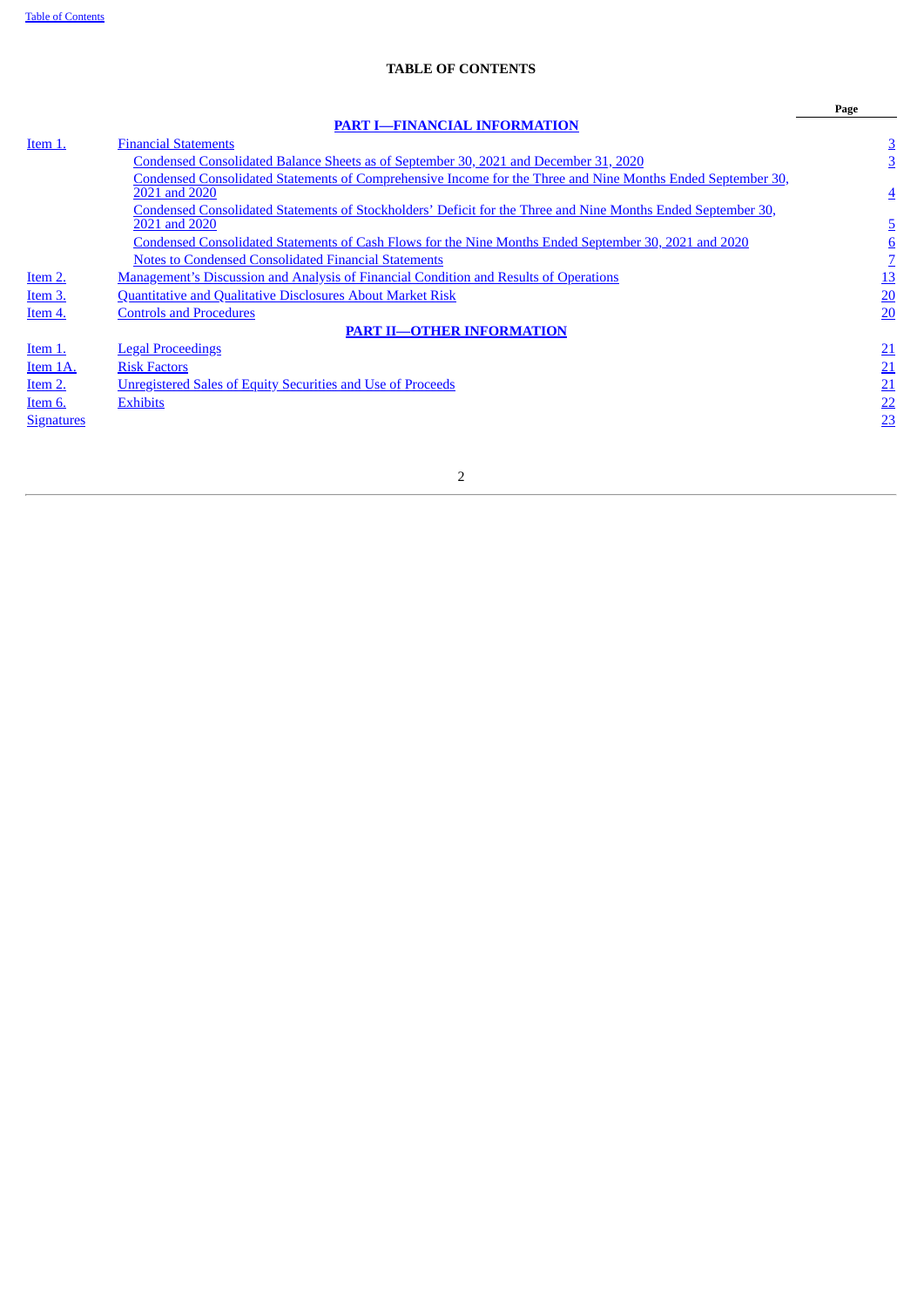**TABLE OF CONTENTS**

| | | Page |
|---|---|---|
| | **PART I—FINANCIAL INFORMATION** | |
| Item 1. | Financial Statements | 3 |
| | Condensed Consolidated Balance Sheets as of September 30, 2021 and December 31, 2020 | 3 |
| | Condensed Consolidated Statements of Comprehensive Income for the Three and Nine Months Ended September 30, 2021 and 2020 | 4 |
| | Condensed Consolidated Statements of Stockholders' Deficit for the Three and Nine Months Ended September 30, 2021 and 2020 | 5 |
| | Condensed Consolidated Statements of Cash Flows for the Nine Months Ended September 30, 2021 and 2020 | 6 |
| | Notes to Condensed Consolidated Financial Statements | 7 |
| Item 2. | Management's Discussion and Analysis of Financial Condition and Results of Operations | 13 |
| Item 3. | Quantitative and Qualitative Disclosures About Market Risk | 20 |
| Item 4. | Controls and Procedures | 20 |
| | **PART II—OTHER INFORMATION** | |
| Item 1. | Legal Proceedings | 21 |
| Item 1A. | Risk Factors | 21 |
| Item 2. | Unregistered Sales of Equity Securities and Use of Proceeds | 21 |
| Item 6. | Exhibits | 22 |
| Signatures | | 23 |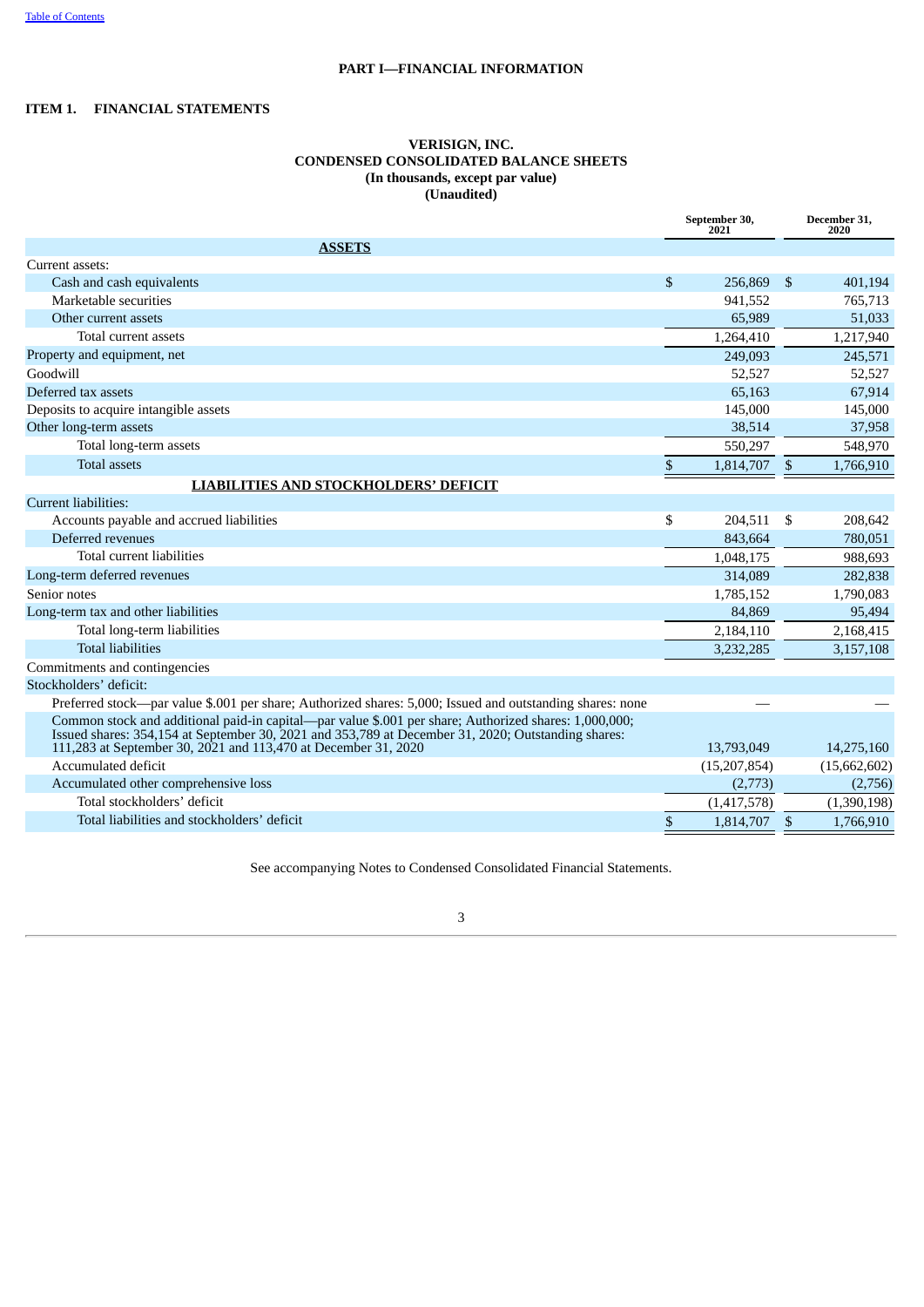[Table of Contents](#)

# PART I—FINANCIAL INFORMATION

## ITEM 1. FINANCIAL STATEMENTS

### VERISIGN, INC.
### CONDENSED CONSOLIDATED BALANCE SHEETS
### (In thousands, except par value)
### (Unaudited)

| | September 30, 2021 | December 31, 2020 |
|---|---|---|
| **ASSETS** | | |
| Current assets: | | |
| Cash and cash equivalents | $ 256,869 | $ 401,194 |
| Marketable securities | 941,552 | 765,713 |
| Other current assets | 65,989 | 51,033 |
| Total current assets | 1,264,410 | 1,217,940 |
| Property and equipment, net | 249,093 | 245,571 |
| Goodwill | 52,527 | 52,527 |
| Deferred tax assets | 65,163 | 67,914 |
| Deposits to acquire intangible assets | 145,000 | 145,000 |
| Other long-term assets | 38,514 | 37,958 |
| Total long-term assets | 550,297 | 548,970 |
| Total assets | $ 1,814,707 | $ 1,766,910 |
| **LIABILITIES AND STOCKHOLDERS' DEFICIT** | | |
| Current liabilities: | | |
| Accounts payable and accrued liabilities | $ 204,511 | $ 208,642 |
| Deferred revenues | 843,664 | 780,051 |
| Total current liabilities | 1,048,175 | 988,693 |
| Long-term deferred revenues | 314,089 | 282,838 |
| Senior notes | 1,785,152 | 1,790,083 |
| Long-term tax and other liabilities | 84,869 | 95,494 |
| Total long-term liabilities | 2,184,110 | 2,168,415 |
| Total liabilities | 3,232,285 | 3,157,108 |
| Commitments and contingencies | | |
| Stockholders' deficit: | | |
| Preferred stock—par value $.001 per share; Authorized shares: 5,000; Issued and outstanding shares: none | — | — |
| Common stock and additional paid-in capital—par value $.001 per share; Authorized shares: 1,000,000; Issued shares: 354,154 at September 30, 2021 and 353,789 at December 31, 2020; Outstanding shares: 111,283 at September 30, 2021 and 113,470 at December 31, 2020 | 13,793,049 | 14,275,160 |
| Accumulated deficit | (15,207,854) | (15,662,602) |
| Accumulated other comprehensive loss | (2,773) | (2,756) |
| Total stockholders' deficit | (1,417,578) | (1,390,198) |
| Total liabilities and stockholders' deficit | $ 1,814,707 | $ 1,766,910 |

See accompanying Notes to Condensed Consolidated Financial Statements.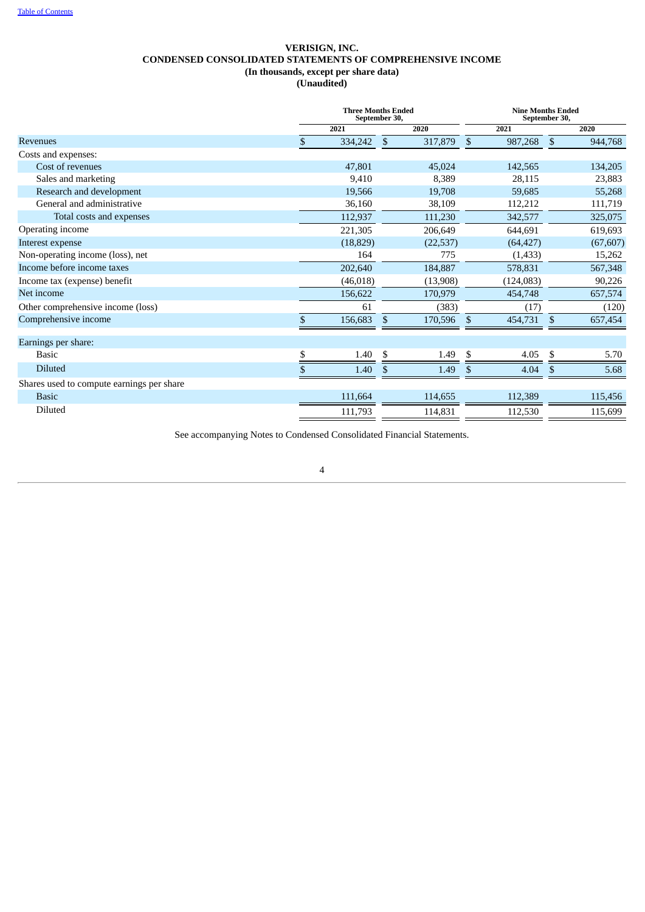# VERISIGN, INC.
## CONDENSED CONSOLIDATED STATEMENTS OF COMPREHENSIVE INCOME
### (In thousands, except per share data)
### (Unaudited)

| | Three Months Ended September 30, | | Nine Months Ended September 30, | |
|---|---|---|---|---|
| | 2021 | 2020 | 2021 | 2020 |
| Revenues | $ 334,242 | $ 317,879 | $ 987,268 | $ 944,768 |
| Costs and expenses: | | | | |
| Cost of revenues | 47,801 | 45,024 | 142,565 | 134,205 |
| Sales and marketing | 9,410 | 8,389 | 28,115 | 23,883 |
| Research and development | 19,566 | 19,708 | 59,685 | 55,268 |
| General and administrative | 36,160 | 38,109 | 112,212 | 111,719 |
| Total costs and expenses | 112,937 | 111,230 | 342,577 | 325,075 |
| Operating income | 221,305 | 206,649 | 644,691 | 619,693 |
| Interest expense | (18,829) | (22,537) | (64,427) | (67,607) |
| Non-operating income (loss), net | 164 | 775 | (1,433) | 15,262 |
| Income before income taxes | 202,640 | 184,887 | 578,831 | 567,348 |
| Income tax (expense) benefit | (46,018) | (13,908) | (124,083) | 90,226 |
| Net income | 156,622 | 170,979 | 454,748 | 657,574 |
| Other comprehensive income (loss) | 61 | (383) | (17) | (120) |
| Comprehensive income | $ 156,683 | $ 170,596 | $ 454,731 | $ 657,454 |
| | | | | |
| Earnings per share: | | | | |
| Basic | $ 1.40 | $ 1.49 | $ 4.05 | $ 5.70 |
| Diluted | $ 1.40 | $ 1.49 | $ 4.04 | $ 5.68 |
| Shares used to compute earnings per share | | | | |
| Basic | 111,664 | 114,655 | 112,389 | 115,456 |
| Diluted | 111,793 | 114,831 | 112,530 | 115,699 |

See accompanying Notes to Condensed Consolidated Financial Statements.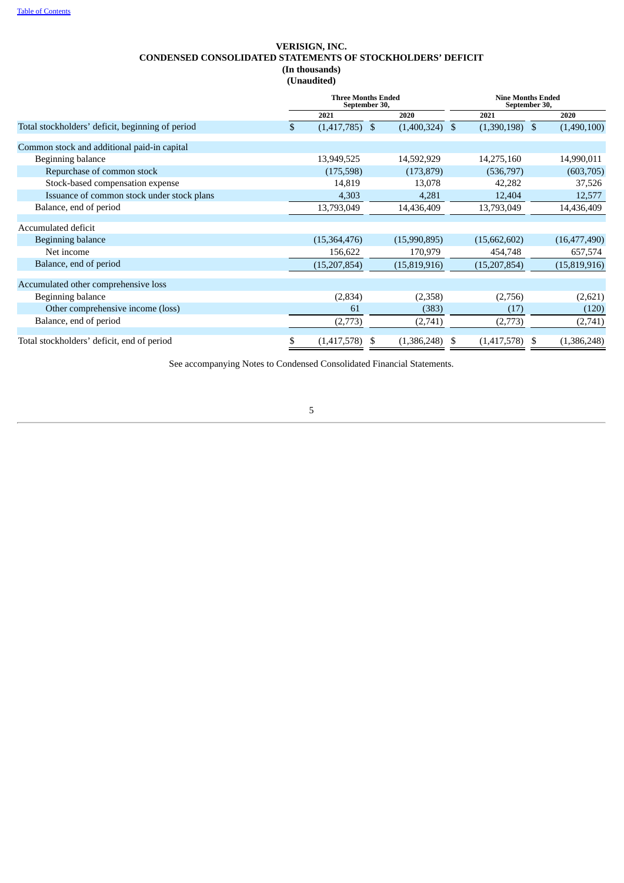# VERISIGN, INC.
## CONDENSED CONSOLIDATED STATEMENTS OF STOCKHOLDERS' DEFICIT
**(In thousands)**
**(Unaudited)**

| | Three Months Ended September 30, | | Nine Months Ended September 30, | |
|---|---|---|---|---|
| | 2021 | 2020 | 2021 | 2020 |
| Total stockholders' deficit, beginning of period | $ (1,417,785) | $ (1,400,324) | $ (1,390,198) | $ (1,490,100) |
| Common stock and additional paid-in capital | | | | |
| Beginning balance | 13,949,525 | 14,592,929 | 14,275,160 | 14,990,011 |
| Repurchase of common stock | (175,598) | (173,879) | (536,797) | (603,705) |
| Stock-based compensation expense | 14,819 | 13,078 | 42,282 | 37,526 |
| Issuance of common stock under stock plans | 4,303 | 4,281 | 12,404 | 12,577 |
| Balance, end of period | 13,793,049 | 14,436,409 | 13,793,049 | 14,436,409 |
| Accumulated deficit | | | | |
| Beginning balance | (15,364,476) | (15,990,895) | (15,662,602) | (16,477,490) |
| Net income | 156,622 | 170,979 | 454,748 | 657,574 |
| Balance, end of period | (15,207,854) | (15,819,916) | (15,207,854) | (15,819,916) |
| Accumulated other comprehensive loss | | | | |
| Beginning balance | (2,834) | (2,358) | (2,756) | (2,621) |
| Other comprehensive income (loss) | 61 | (383) | (17) | (120) |
| Balance, end of period | (2,773) | (2,741) | (2,773) | (2,741) |
| Total stockholders' deficit, end of period | $ (1,417,578) | $ (1,386,248) | $ (1,417,578) | $ (1,386,248) |

See accompanying Notes to Condensed Consolidated Financial Statements.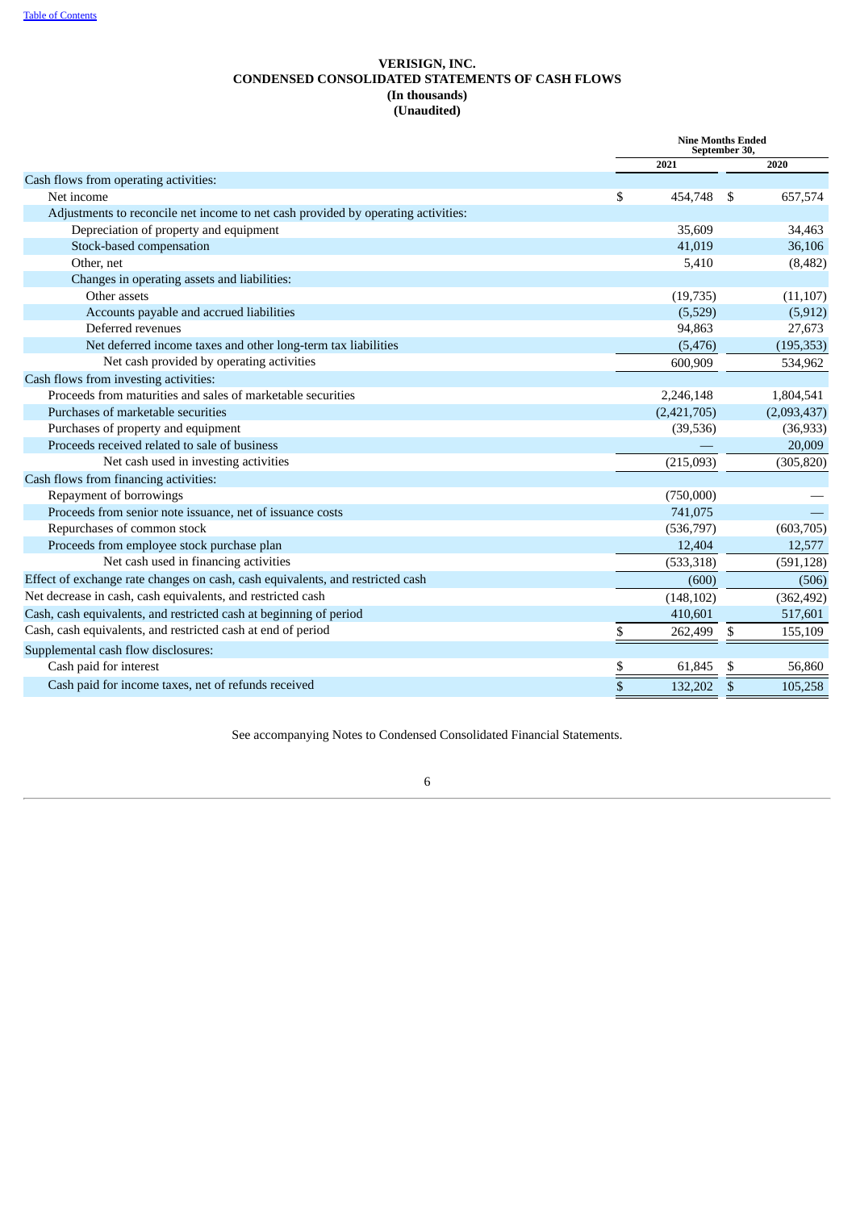[Table of Contents](#)

# VERISIGN, INC.
## CONDENSED CONSOLIDATED STATEMENTS OF CASH FLOWS
### (In thousands)
### (Unaudited)

| | Nine Months Ended September 30, | |
|---|---|---|
| | 2021 | 2020 |
| Cash flows from operating activities: | | |
| Net income | $ 454,748 | $ 657,574 |
| Adjustments to reconcile net income to net cash provided by operating activities: | | |
| Depreciation of property and equipment | 35,609 | 34,463 |
| Stock-based compensation | 41,019 | 36,106 |
| Other, net | 5,410 | (8,482) |
| Changes in operating assets and liabilities: | | |
| Other assets | (19,735) | (11,107) |
| Accounts payable and accrued liabilities | (5,529) | (5,912) |
| Deferred revenues | 94,863 | 27,673 |
| Net deferred income taxes and other long-term tax liabilities | (5,476) | (195,353) |
| Net cash provided by operating activities | 600,909 | 534,962 |
| Cash flows from investing activities: | | |
| Proceeds from maturities and sales of marketable securities | 2,246,148 | 1,804,541 |
| Purchases of marketable securities | (2,421,705) | (2,093,437) |
| Purchases of property and equipment | (39,536) | (36,933) |
| Proceeds received related to sale of business | — | 20,009 |
| Net cash used in investing activities | (215,093) | (305,820) |
| Cash flows from financing activities: | | |
| Repayment of borrowings | (750,000) | — |
| Proceeds from senior note issuance, net of issuance costs | 741,075 | — |
| Repurchases of common stock | (536,797) | (603,705) |
| Proceeds from employee stock purchase plan | 12,404 | 12,577 |
| Net cash used in financing activities | (533,318) | (591,128) |
| Effect of exchange rate changes on cash, cash equivalents, and restricted cash | (600) | (506) |
| Net decrease in cash, cash equivalents, and restricted cash | (148,102) | (362,492) |
| Cash, cash equivalents, and restricted cash at beginning of period | 410,601 | 517,601 |
| Cash, cash equivalents, and restricted cash at end of period | $ 262,499 | $ 155,109 |
| Supplemental cash flow disclosures: | | |
| Cash paid for interest | $ 61,845 | $ 56,860 |
| Cash paid for income taxes, net of refunds received | $ 132,202 | $ 105,258 |

See accompanying Notes to Condensed Consolidated Financial Statements.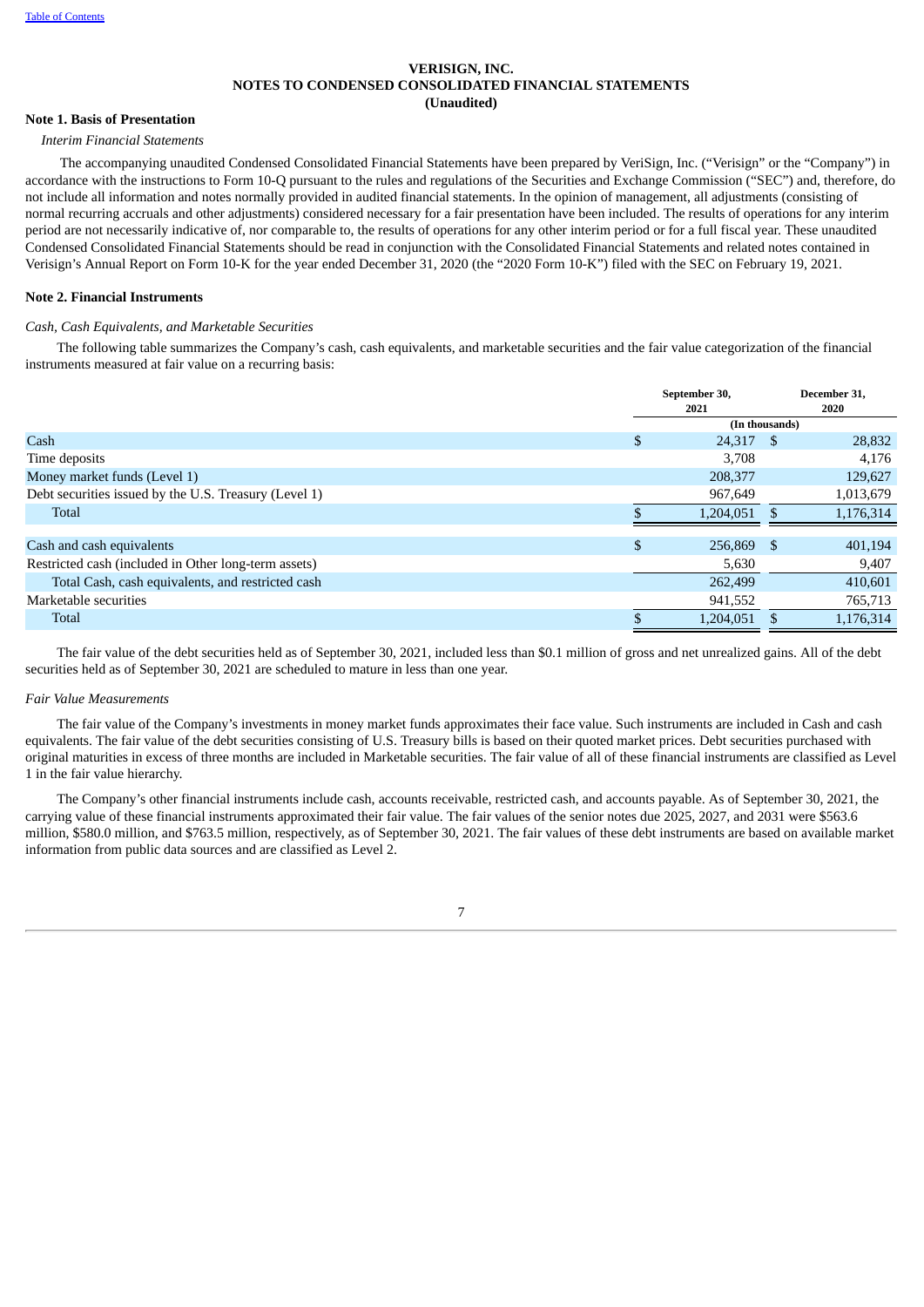# VERISIGN, INC.
## NOTES TO CONDENSED CONSOLIDATED FINANCIAL STATEMENTS
**(Unaudited)**

### Note 1. Basis of Presentation

*Interim Financial Statements*

The accompanying unaudited Condensed Consolidated Financial Statements have been prepared by VeriSign, Inc. ("Verisign" or the "Company") in accordance with the instructions to Form 10-Q pursuant to the rules and regulations of the Securities and Exchange Commission ("SEC") and, therefore, do not include all information and notes normally provided in audited financial statements. In the opinion of management, all adjustments (consisting of normal recurring accruals and other adjustments) considered necessary for a fair presentation have been included. The results of operations for any interim period are not necessarily indicative of, nor comparable to, the results of operations for any other interim period or for a full fiscal year. These unaudited Condensed Consolidated Financial Statements should be read in conjunction with the Consolidated Financial Statements and related notes contained in Verisign's Annual Report on Form 10-K for the year ended December 31, 2020 (the "2020 Form 10-K") filed with the SEC on February 19, 2021.

### Note 2. Financial Instruments

*Cash, Cash Equivalents, and Marketable Securities*

The following table summarizes the Company's cash, cash equivalents, and marketable securities and the fair value categorization of the financial instruments measured at fair value on a recurring basis:

| | September 30, 2021 | December 31, 2020 |
|---|---|---|
| | (In thousands) | |
| Cash | $ 24,317 | $ 28,832 |
| Time deposits | 3,708 | 4,176 |
| Money market funds (Level 1) | 208,377 | 129,627 |
| Debt securities issued by the U.S. Treasury (Level 1) | 967,649 | 1,013,679 |
| Total | $ 1,204,051 | $ 1,176,314 |
| | | |
| Cash and cash equivalents | $ 256,869 | $ 401,194 |
| Restricted cash (included in Other long-term assets) | 5,630 | 9,407 |
| Total Cash, cash equivalents, and restricted cash | 262,499 | 410,601 |
| Marketable securities | 941,552 | 765,713 |
| Total | $ 1,204,051 | $ 1,176,314 |

The fair value of the debt securities held as of September 30, 2021, included less than $0.1 million of gross and net unrealized gains. All of the debt securities held as of September 30, 2021 are scheduled to mature in less than one year.

*Fair Value Measurements*

The fair value of the Company's investments in money market funds approximates their face value. Such instruments are included in Cash and cash equivalents. The fair value of the debt securities consisting of U.S. Treasury bills is based on their quoted market prices. Debt securities purchased with original maturities in excess of three months are included in Marketable securities. The fair value of all of these financial instruments are classified as Level 1 in the fair value hierarchy.

The Company's other financial instruments include cash, accounts receivable, restricted cash, and accounts payable. As of September 30, 2021, the carrying value of these financial instruments approximated their fair value. The fair values of the senior notes due 2025, 2027, and 2031 were $563.6 million, $580.0 million, and $763.5 million, respectively, as of September 30, 2021. The fair values of these debt instruments are based on available market information from public data sources and are classified as Level 2.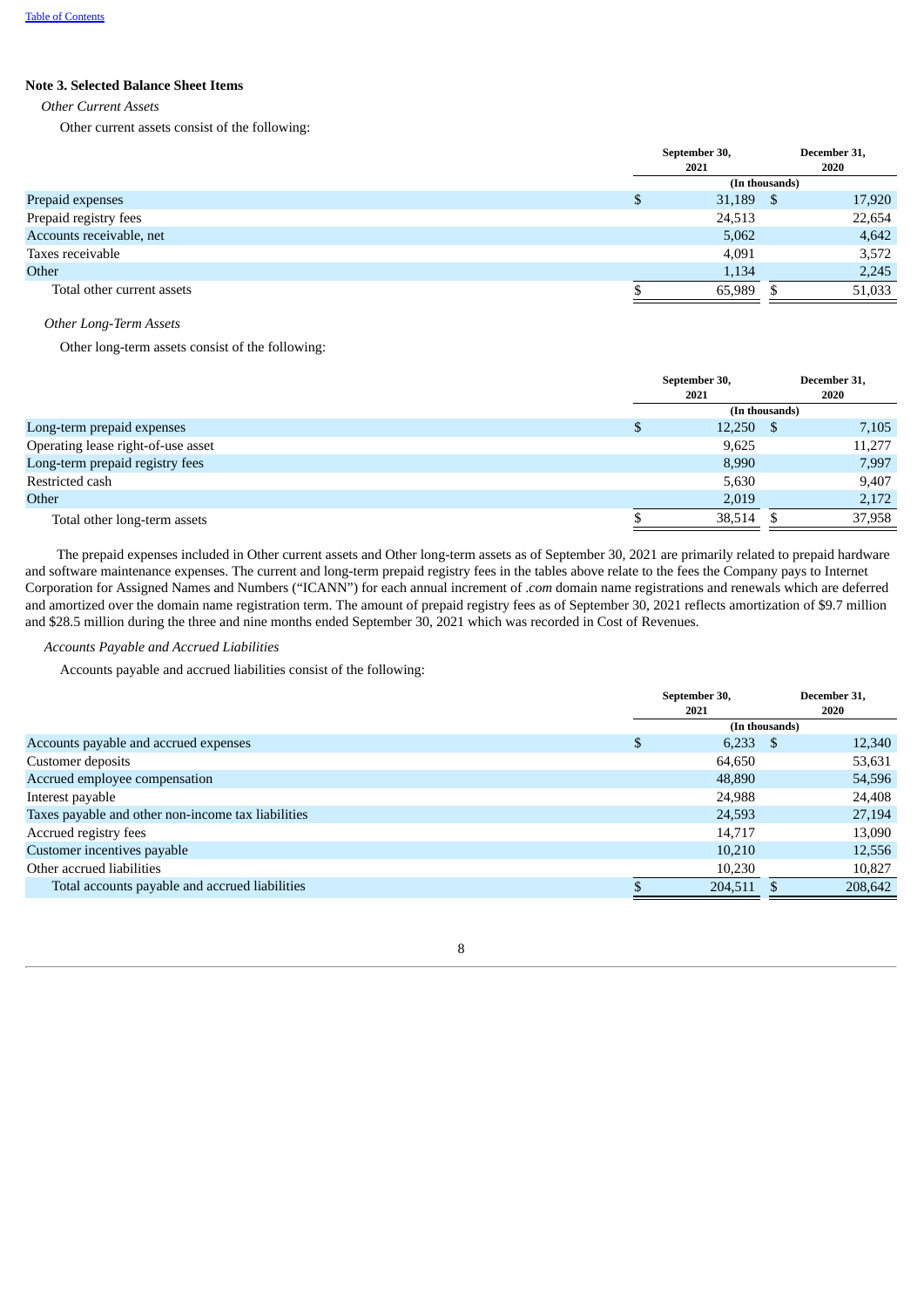### Note 3. Selected Balance Sheet Items

*Other Current Assets*

Other current assets consist of the following:

| | September 30, 2021 | December 31, 2020 |
|---|---|---|
| | (In thousands) | |
| Prepaid expenses | $ 31,189 | $ 17,920 |
| Prepaid registry fees | 24,513 | 22,654 |
| Accounts receivable, net | 5,062 | 4,642 |
| Taxes receivable | 4,091 | 3,572 |
| Other | 1,134 | 2,245 |
| Total other current assets | $ 65,989 | $ 51,033 |

*Other Long-Term Assets*

Other long-term assets consist of the following:

| | September 30, 2021 | December 31, 2020 |
|---|---|---|
| | (In thousands) | |
| Long-term prepaid expenses | $ 12,250 | $ 7,105 |
| Operating lease right-of-use asset | 9,625 | 11,277 |
| Long-term prepaid registry fees | 8,990 | 7,997 |
| Restricted cash | 5,630 | 9,407 |
| Other | 2,019 | 2,172 |
| Total other long-term assets | $ 38,514 | $ 37,958 |

The prepaid expenses included in Other current assets and Other long-term assets as of September 30, 2021 are primarily related to prepaid hardware and software maintenance expenses. The current and long-term prepaid registry fees in the tables above relate to the fees the Company pays to Internet Corporation for Assigned Names and Numbers ("ICANN") for each annual increment of *.com* domain name registrations and renewals which are deferred and amortized over the domain name registration term. The amount of prepaid registry fees as of September 30, 2021 reflects amortization of $9.7 million and $28.5 million during the three and nine months ended September 30, 2021 which was recorded in Cost of Revenues.

*Accounts Payable and Accrued Liabilities*

Accounts payable and accrued liabilities consist of the following:

| | September 30, 2021 | December 31, 2020 |
|---|---|---|
| | (In thousands) | |
| Accounts payable and accrued expenses | $ 6,233 | $ 12,340 |
| Customer deposits | 64,650 | 53,631 |
| Accrued employee compensation | 48,890 | 54,596 |
| Interest payable | 24,988 | 24,408 |
| Taxes payable and other non-income tax liabilities | 24,593 | 27,194 |
| Accrued registry fees | 14,717 | 13,090 |
| Customer incentives payable | 10,210 | 12,556 |
| Other accrued liabilities | 10,230 | 10,827 |
| Total accounts payable and accrued liabilities | $ 204,511 | $ 208,642 |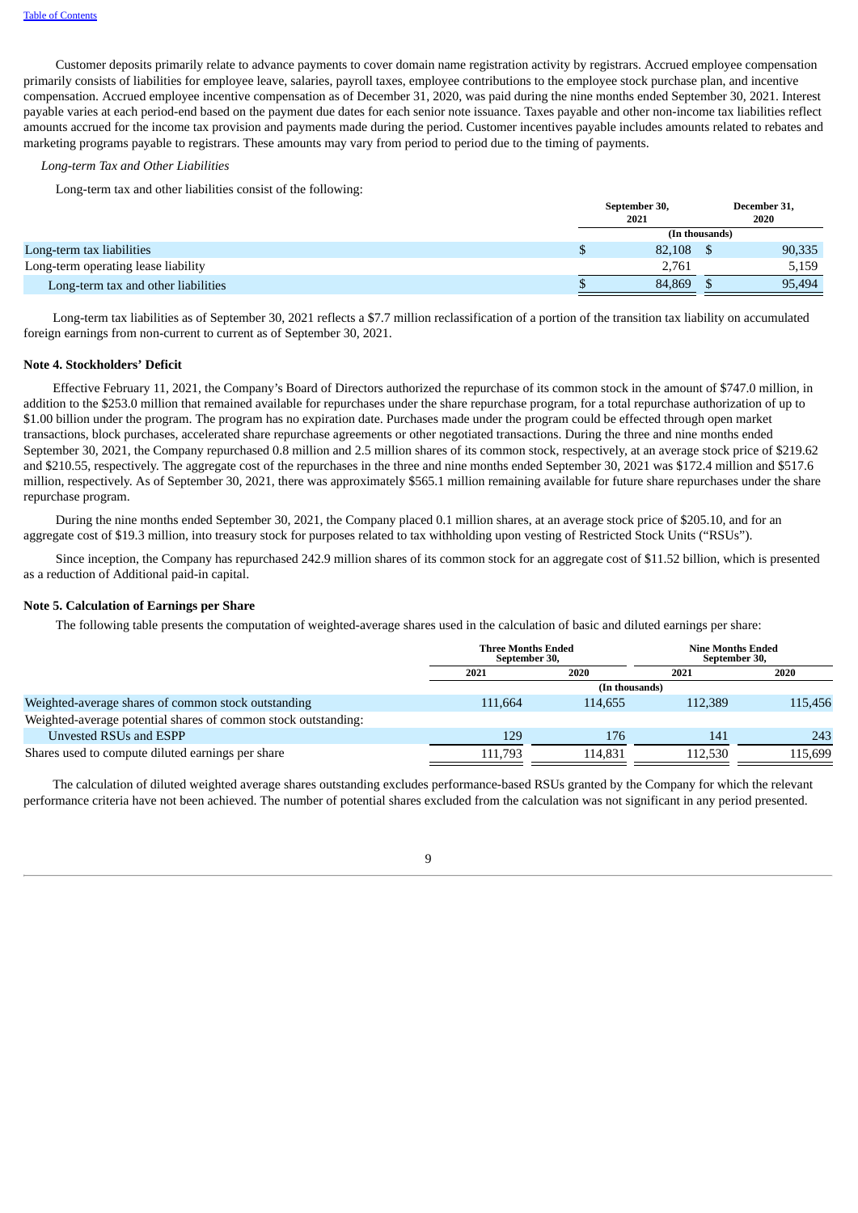Customer deposits primarily relate to advance payments to cover domain name registration activity by registrars. Accrued employee compensation primarily consists of liabilities for employee leave, salaries, payroll taxes, employee contributions to the employee stock purchase plan, and incentive compensation. Accrued employee incentive compensation as of December 31, 2020, was paid during the nine months ended September 30, 2021. Interest payable varies at each period-end based on the payment due dates for each senior note issuance. Taxes payable and other non-income tax liabilities reflect amounts accrued for the income tax provision and payments made during the period. Customer incentives payable includes amounts related to rebates and marketing programs payable to registrars. These amounts may vary from period to period due to the timing of payments.

*Long-term Tax and Other Liabilities*

Long-term tax and other liabilities consist of the following:

| | September 30, 2021 | December 31, 2020 |
|---|---|---|
| | (In thousands) | |
| Long-term tax liabilities | $ 82,108 | $ 90,335 |
| Long-term operating lease liability | 2,761 | 5,159 |
| Long-term tax and other liabilities | $ 84,869 | $ 95,494 |

Long-term tax liabilities as of September 30, 2021 reflects a $7.7 million reclassification of a portion of the transition tax liability on accumulated foreign earnings from non-current to current as of September 30, 2021.

**Note 4. Stockholders' Deficit**

Effective February 11, 2021, the Company's Board of Directors authorized the repurchase of its common stock in the amount of $747.0 million, in addition to the $253.0 million that remained available for repurchases under the share repurchase program, for a total repurchase authorization of up to $1.00 billion under the program. The program has no expiration date. Purchases made under the program could be effected through open market transactions, block purchases, accelerated share repurchase agreements or other negotiated transactions. During the three and nine months ended September 30, 2021, the Company repurchased 0.8 million and 2.5 million shares of its common stock, respectively, at an average stock price of $219.62 and $210.55, respectively. The aggregate cost of the repurchases in the three and nine months ended September 30, 2021 was $172.4 million and $517.6 million, respectively. As of September 30, 2021, there was approximately $565.1 million remaining available for future share repurchases under the share repurchase program.

During the nine months ended September 30, 2021, the Company placed 0.1 million shares, at an average stock price of $205.10, and for an aggregate cost of $19.3 million, into treasury stock for purposes related to tax withholding upon vesting of Restricted Stock Units ("RSUs").

Since inception, the Company has repurchased 242.9 million shares of its common stock for an aggregate cost of $11.52 billion, which is presented as a reduction of Additional paid-in capital.

**Note 5. Calculation of Earnings per Share**

The following table presents the computation of weighted-average shares used in the calculation of basic and diluted earnings per share:

| | Three Months Ended September 30, | | Nine Months Ended September 30, | |
|---|---|---|---|---|
| | 2021 | 2020 | 2021 | 2020 |
| | (In thousands) | | | |
| Weighted-average shares of common stock outstanding | 111,664 | 114,655 | 112,389 | 115,456 |
| Weighted-average potential shares of common stock outstanding: | | | | |
| Unvested RSUs and ESPP | 129 | 176 | 141 | 243 |
| Shares used to compute diluted earnings per share | 111,793 | 114,831 | 112,530 | 115,699 |

The calculation of diluted weighted average shares outstanding excludes performance-based RSUs granted by the Company for which the relevant performance criteria have not been achieved. The number of potential shares excluded from the calculation was not significant in any period presented.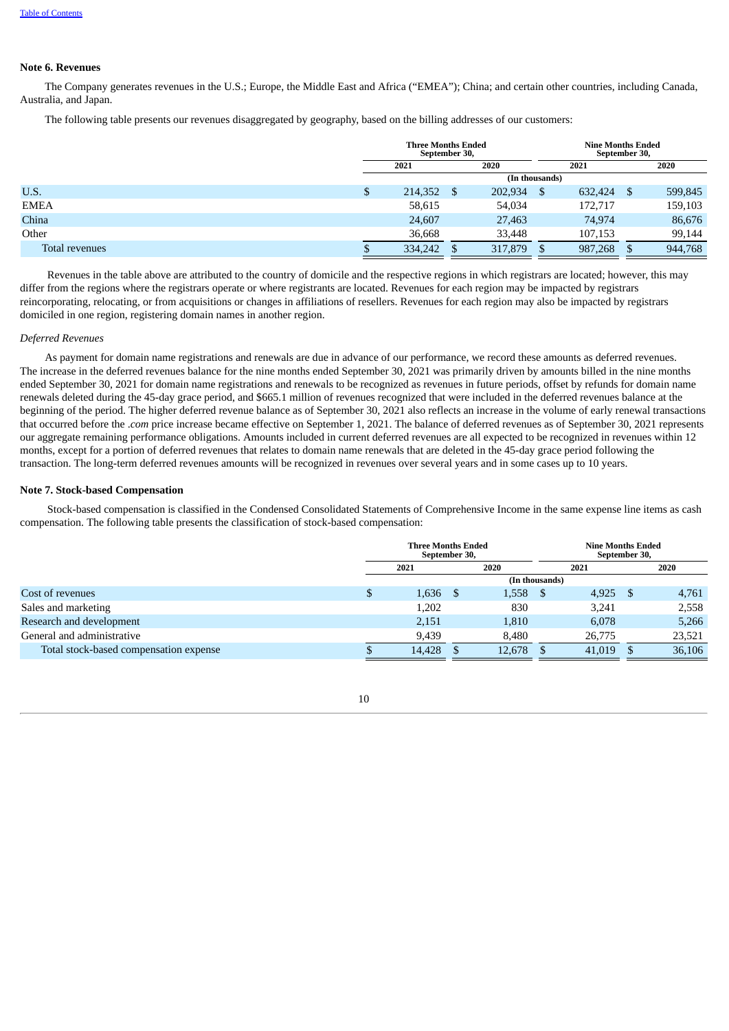### Note 6. Revenues

The Company generates revenues in the U.S.; Europe, the Middle East and Africa ("EMEA"); China; and certain other countries, including Canada, Australia, and Japan.

The following table presents our revenues disaggregated by geography, based on the billing addresses of our customers:

| | Three Months Ended September 30, | | Nine Months Ended September 30, | |
|---|---|---|---|---|
| | 2021 | 2020 | 2021 | 2020 |
| | (In thousands) | | | |
| U.S. | $ 214,352 | $ 202,934 | $ 632,424 | $ 599,845 |
| EMEA | 58,615 | 54,034 | 172,717 | 159,103 |
| China | 24,607 | 27,463 | 74,974 | 86,676 |
| Other | 36,668 | 33,448 | 107,153 | 99,144 |
| Total revenues | $ 334,242 | $ 317,879 | $ 987,268 | $ 944,768 |

Revenues in the table above are attributed to the country of domicile and the respective regions in which registrars are located; however, this may differ from the regions where the registrars operate or where registrants are located. Revenues for each region may be impacted by registrars reincorporating, relocating, or from acquisitions or changes in affiliations of resellers. Revenues for each region may also be impacted by registrars domiciled in one region, registering domain names in another region.

*Deferred Revenues*

As payment for domain name registrations and renewals are due in advance of our performance, we record these amounts as deferred revenues. The increase in the deferred revenues balance for the nine months ended September 30, 2021 was primarily driven by amounts billed in the nine months ended September 30, 2021 for domain name registrations and renewals to be recognized as revenues in future periods, offset by refunds for domain name renewals deleted during the 45-day grace period, and $665.1 million of revenues recognized that were included in the deferred revenues balance at the beginning of the period. The higher deferred revenue balance as of September 30, 2021 also reflects an increase in the volume of early renewal transactions that occurred before the *.com* price increase became effective on September 1, 2021. The balance of deferred revenues as of September 30, 2021 represents our aggregate remaining performance obligations. Amounts included in current deferred revenues are all expected to be recognized in revenues within 12 months, except for a portion of deferred revenues that relates to domain name renewals that are deleted in the 45-day grace period following the transaction. The long-term deferred revenues amounts will be recognized in revenues over several years and in some cases up to 10 years.

### Note 7. Stock-based Compensation

Stock-based compensation is classified in the Condensed Consolidated Statements of Comprehensive Income in the same expense line items as cash compensation. The following table presents the classification of stock-based compensation:

| | Three Months Ended September 30, | | Nine Months Ended September 30, | |
|---|---|---|---|---|
| | 2021 | 2020 | 2021 | 2020 |
| | (In thousands) | | | |
| Cost of revenues | $ 1,636 | $ 1,558 | $ 4,925 | $ 4,761 |
| Sales and marketing | 1,202 | 830 | 3,241 | 2,558 |
| Research and development | 2,151 | 1,810 | 6,078 | 5,266 |
| General and administrative | 9,439 | 8,480 | 26,775 | 23,521 |
| Total stock-based compensation expense | $ 14,428 | $ 12,678 | $ 41,019 | $ 36,106 |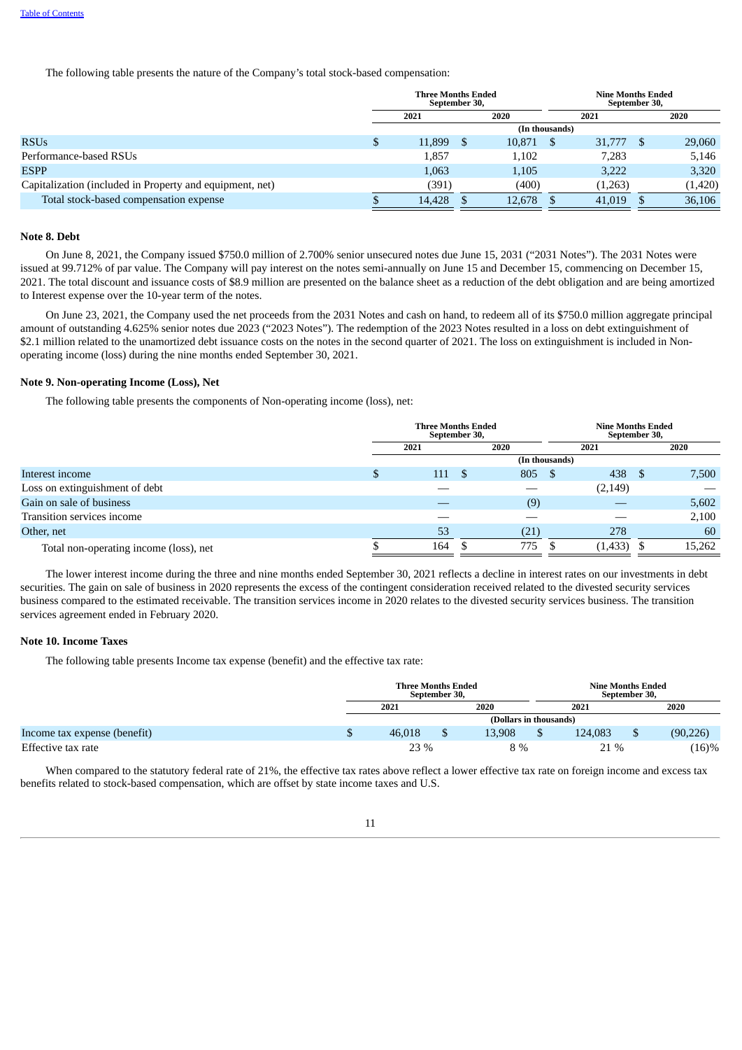The following table presents the nature of the Company's total stock-based compensation:

| | Three Months Ended September 30, | | Nine Months Ended September 30, | |
|---|---|---|---|---|
| | 2021 | 2020 | 2021 | 2020 |
| | (In thousands) | | | |
| RSUs | $ 11,899 | $ 10,871 | $ 31,777 | $ 29,060 |
| Performance-based RSUs | 1,857 | 1,102 | 7,283 | 5,146 |
| ESPP | 1,063 | 1,105 | 3,222 | 3,320 |
| Capitalization (included in Property and equipment, net) | (391) | (400) | (1,263) | (1,420) |
| Total stock-based compensation expense | $ 14,428 | $ 12,678 | $ 41,019 | $ 36,106 |

### Note 8. Debt

On June 8, 2021, the Company issued $750.0 million of 2.700% senior unsecured notes due June 15, 2031 ("2031 Notes"). The 2031 Notes were issued at 99.712% of par value. The Company will pay interest on the notes semi-annually on June 15 and December 15, commencing on December 15, 2021. The total discount and issuance costs of $8.9 million are presented on the balance sheet as a reduction of the debt obligation and are being amortized to Interest expense over the 10-year term of the notes.

On June 23, 2021, the Company used the net proceeds from the 2031 Notes and cash on hand, to redeem all of its $750.0 million aggregate principal amount of outstanding 4.625% senior notes due 2023 ("2023 Notes"). The redemption of the 2023 Notes resulted in a loss on debt extinguishment of $2.1 million related to the unamortized debt issuance costs on the notes in the second quarter of 2021. The loss on extinguishment is included in Non-operating income (loss) during the nine months ended September 30, 2021.

### Note 9. Non-operating Income (Loss), Net

The following table presents the components of Non-operating income (loss), net:

| | Three Months Ended September 30, | | Nine Months Ended September 30, | |
|---|---|---|---|---|
| | 2021 | 2020 | 2021 | 2020 |
| | (In thousands) | | | |
| Interest income | $ 111 | $ 805 | $ 438 | $ 7,500 |
| Loss on extinguishment of debt | — | — | (2,149) | — |
| Gain on sale of business | — | (9) | — | 5,602 |
| Transition services income | — | — | — | 2,100 |
| Other, net | 53 | (21) | 278 | 60 |
| Total non-operating income (loss), net | $ 164 | $ 775 | $ (1,433) | $ 15,262 |

The lower interest income during the three and nine months ended September 30, 2021 reflects a decline in interest rates on our investments in debt securities. The gain on sale of business in 2020 represents the excess of the contingent consideration received related to the divested security services business compared to the estimated receivable. The transition services income in 2020 relates to the divested security services business. The transition services agreement ended in February 2020.

### Note 10. Income Taxes

The following table presents Income tax expense (benefit) and the effective tax rate:

| | Three Months Ended September 30, | | Nine Months Ended September 30, | |
|---|---|---|---|---|
| | 2021 | 2020 | 2021 | 2020 |
| | (Dollars in thousands) | | | |
| Income tax expense (benefit) | $ 46,018 | $ 13,908 | $ 124,083 | $ (90,226) |
| Effective tax rate | 23 % | 8 % | 21 % | (16)% |

When compared to the statutory federal rate of 21%, the effective tax rates above reflect a lower effective tax rate on foreign income and excess tax benefits related to stock-based compensation, which are offset by state income taxes and U.S.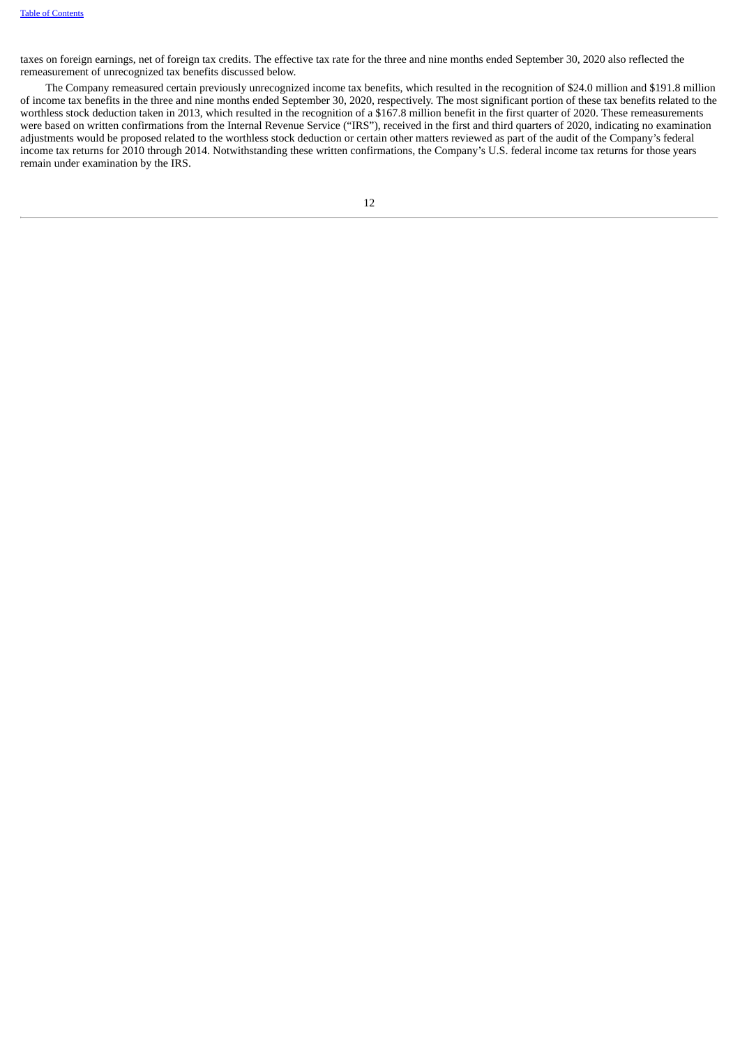taxes on foreign earnings, net of foreign tax credits. The effective tax rate for the three and nine months ended September 30, 2020 also reflected the remeasurement of unrecognized tax benefits discussed below.

The Company remeasured certain previously unrecognized income tax benefits, which resulted in the recognition of $24.0 million and $191.8 million of income tax benefits in the three and nine months ended September 30, 2020, respectively. The most significant portion of these tax benefits related to the worthless stock deduction taken in 2013, which resulted in the recognition of a $167.8 million benefit in the first quarter of 2020. These remeasurements were based on written confirmations from the Internal Revenue Service ("IRS"), received in the first and third quarters of 2020, indicating no examination adjustments would be proposed related to the worthless stock deduction or certain other matters reviewed as part of the audit of the Company's federal income tax returns for 2010 through 2014. Notwithstanding these written confirmations, the Company's U.S. federal income tax returns for those years remain under examination by the IRS.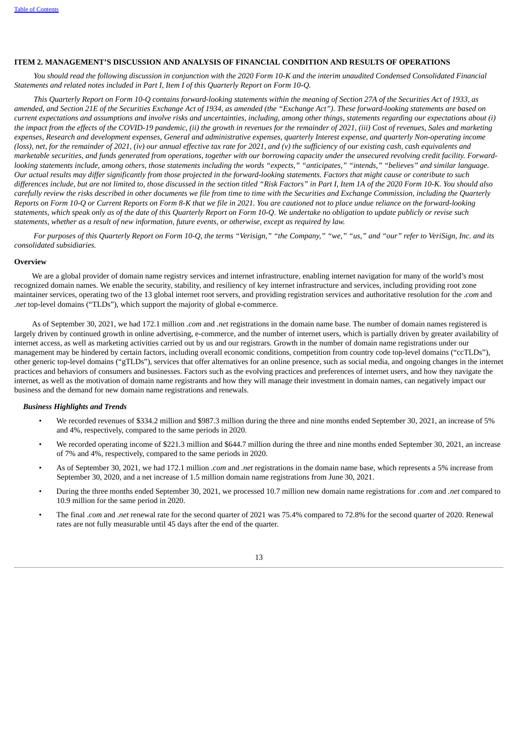## ITEM 2. MANAGEMENT'S DISCUSSION AND ANALYSIS OF FINANCIAL CONDITION AND RESULTS OF OPERATIONS

*You should read the following discussion in conjunction with the 2020 Form 10-K and the interim unaudited Condensed Consolidated Financial Statements and related notes included in Part I, Item I of this Quarterly Report on Form 10-Q.*

*This Quarterly Report on Form 10-Q contains forward-looking statements within the meaning of Section 27A of the Securities Act of 1933, as amended, and Section 21E of the Securities Exchange Act of 1934, as amended (the "Exchange Act"). These forward-looking statements are based on current expectations and assumptions and involve risks and uncertainties, including, among other things, statements regarding our expectations about (i) the impact from the effects of the COVID-19 pandemic, (ii) the growth in revenues for the remainder of 2021, (iii) Cost of revenues, Sales and marketing expenses, Research and development expenses, General and administrative expenses, quarterly Interest expense, and quarterly Non-operating income (loss), net, for the remainder of 2021, (iv) our annual effective tax rate for 2021, and (v) the sufficiency of our existing cash, cash equivalents and marketable securities, and funds generated from operations, together with our borrowing capacity under the unsecured revolving credit facility. Forward-looking statements include, among others, those statements including the words "expects," "anticipates," "intends," "believes" and similar language. Our actual results may differ significantly from those projected in the forward-looking statements. Factors that might cause or contribute to such differences include, but are not limited to, those discussed in the section titled "Risk Factors" in Part I, Item 1A of the 2020 Form 10-K. You should also carefully review the risks described in other documents we file from time to time with the Securities and Exchange Commission, including the Quarterly Reports on Form 10-Q or Current Reports on Form 8-K that we file in 2021. You are cautioned not to place undue reliance on the forward-looking statements, which speak only as of the date of this Quarterly Report on Form 10-Q. We undertake no obligation to update publicly or revise such statements, whether as a result of new information, future events, or otherwise, except as required by law.*

*For purposes of this Quarterly Report on Form 10-Q, the terms "Verisign," "the Company," "we," "us," and "our" refer to VeriSign, Inc. and its consolidated subsidiaries.*

### Overview

We are a global provider of domain name registry services and internet infrastructure, enabling internet navigation for many of the world's most recognized domain names. We enable the security, stability, and resiliency of key internet infrastructure and services, including providing root zone maintainer services, operating two of the 13 global internet root servers, and providing registration services and authoritative resolution for the *.com* and *.net* top-level domains ("TLDs"), which support the majority of global e-commerce.

As of September 30, 2021, we had 172.1 million *.com* and *.net* registrations in the domain name base. The number of domain names registered is largely driven by continued growth in online advertising, e-commerce, and the number of internet users, which is partially driven by greater availability of internet access, as well as marketing activities carried out by us and our registrars. Growth in the number of domain name registrations under our management may be hindered by certain factors, including overall economic conditions, competition from country code top-level domains ("ccTLDs"), other generic top-level domains ("gTLDs"), services that offer alternatives for an online presence, such as social media, and ongoing changes in the internet practices and behaviors of consumers and businesses. Factors such as the evolving practices and preferences of internet users, and how they navigate the internet, as well as the motivation of domain name registrants and how they will manage their investment in domain names, can negatively impact our business and the demand for new domain name registrations and renewals.

#### *Business Highlights and Trends*

- We recorded revenues of $334.2 million and $987.3 million during the three and nine months ended September 30, 2021, an increase of 5% and 4%, respectively, compared to the same periods in 2020.
- We recorded operating income of $221.3 million and $644.7 million during the three and nine months ended September 30, 2021, an increase of 7% and 4%, respectively, compared to the same periods in 2020.
- As of September 30, 2021, we had 172.1 million *.com* and *.net* registrations in the domain name base, which represents a 5% increase from September 30, 2020, and a net increase of 1.5 million domain name registrations from June 30, 2021.
- During the three months ended September 30, 2021, we processed 10.7 million new domain name registrations for *.com* and *.net* compared to 10.9 million for the same period in 2020.
- The final *.com* and *.net* renewal rate for the second quarter of 2021 was 75.4% compared to 72.8% for the second quarter of 2020. Renewal rates are not fully measurable until 45 days after the end of the quarter.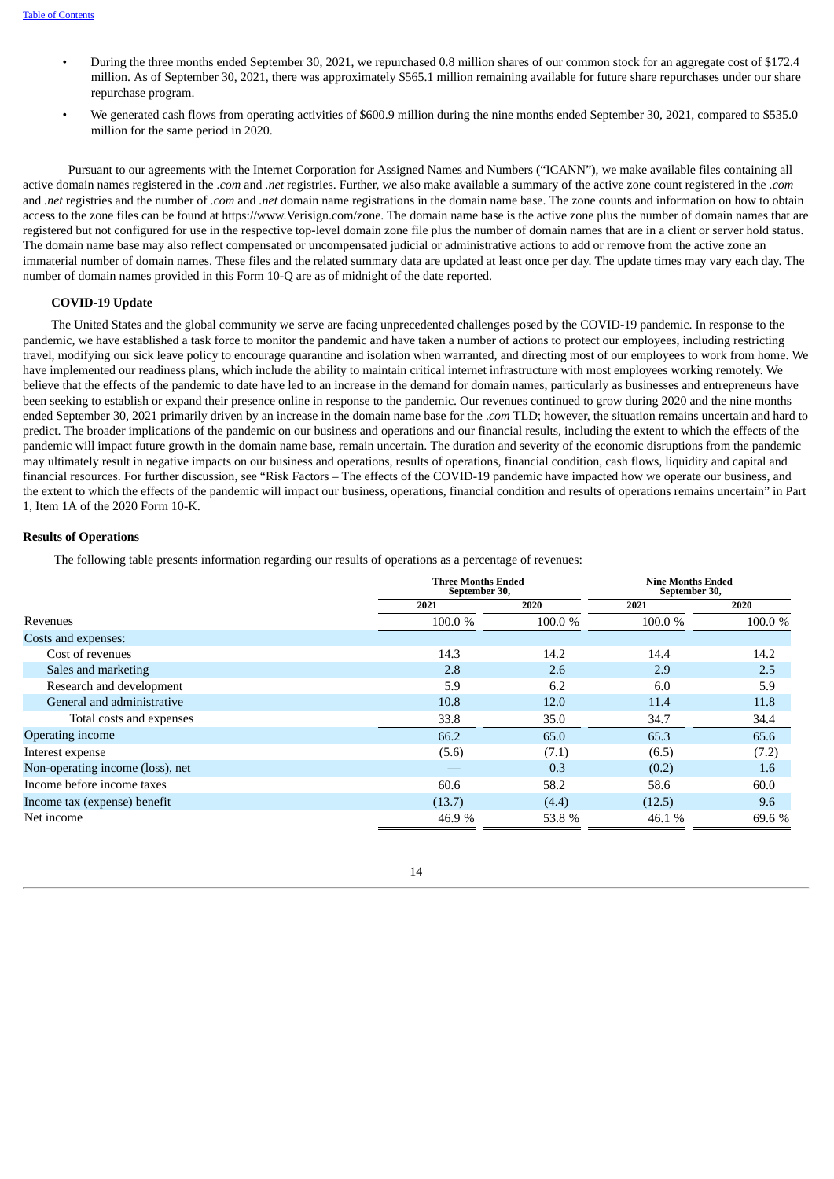- During the three months ended September 30, 2021, we repurchased 0.8 million shares of our common stock for an aggregate cost of $172.4 million. As of September 30, 2021, there was approximately $565.1 million remaining available for future share repurchases under our share repurchase program.
- We generated cash flows from operating activities of $600.9 million during the nine months ended September 30, 2021, compared to $535.0 million for the same period in 2020.

Pursuant to our agreements with the Internet Corporation for Assigned Names and Numbers ("ICANN"), we make available files containing all active domain names registered in the *.com* and *.net* registries. Further, we also make available a summary of the active zone count registered in the *.com* and *.net* registries and the number of *.com* and *.net* domain name registrations in the domain name base. The zone counts and information on how to obtain access to the zone files can be found at https://www.Verisign.com/zone. The domain name base is the active zone plus the number of domain names that are registered but not configured for use in the respective top-level domain zone file plus the number of domain names that are in a client or server hold status. The domain name base may also reflect compensated or uncompensated judicial or administrative actions to add or remove from the active zone an immaterial number of domain names. These files and the related summary data are updated at least once per day. The update times may vary each day. The number of domain names provided in this Form 10-Q are as of midnight of the date reported.

### COVID-19 Update

The United States and the global community we serve are facing unprecedented challenges posed by the COVID-19 pandemic. In response to the pandemic, we have established a task force to monitor the pandemic and have taken a number of actions to protect our employees, including restricting travel, modifying our sick leave policy to encourage quarantine and isolation when warranted, and directing most of our employees to work from home. We have implemented our readiness plans, which include the ability to maintain critical internet infrastructure with most employees working remotely. We believe that the effects of the pandemic to date have led to an increase in the demand for domain names, particularly as businesses and entrepreneurs have been seeking to establish or expand their presence online in response to the pandemic. Our revenues continued to grow during 2020 and the nine months ended September 30, 2021 primarily driven by an increase in the domain name base for the *.com* TLD; however, the situation remains uncertain and hard to predict. The broader implications of the pandemic on our business and operations and our financial results, including the extent to which the effects of the pandemic will impact future growth in the domain name base, remain uncertain. The duration and severity of the economic disruptions from the pandemic may ultimately result in negative impacts on our business and operations, results of operations, financial condition, cash flows, liquidity and capital and financial resources. For further discussion, see "Risk Factors – The effects of the COVID-19 pandemic have impacted how we operate our business, and the extent to which the effects of the pandemic will impact our business, operations, financial condition and results of operations remains uncertain" in Part 1, Item 1A of the 2020 Form 10-K.

### Results of Operations

The following table presents information regarding our results of operations as a percentage of revenues:

| | Three Months Ended September 30, | | Nine Months Ended September 30, | |
|---|---|---|---|---|
| | 2021 | 2020 | 2021 | 2020 |
| Revenues | 100.0 % | 100.0 % | 100.0 % | 100.0 % |
| Costs and expenses: | | | | |
| Cost of revenues | 14.3 | 14.2 | 14.4 | 14.2 |
| Sales and marketing | 2.8 | 2.6 | 2.9 | 2.5 |
| Research and development | 5.9 | 6.2 | 6.0 | 5.9 |
| General and administrative | 10.8 | 12.0 | 11.4 | 11.8 |
| Total costs and expenses | 33.8 | 35.0 | 34.7 | 34.4 |
| Operating income | 66.2 | 65.0 | 65.3 | 65.6 |
| Interest expense | (5.6) | (7.1) | (6.5) | (7.2) |
| Non-operating income (loss), net | — | 0.3 | (0.2) | 1.6 |
| Income before income taxes | 60.6 | 58.2 | 58.6 | 60.0 |
| Income tax (expense) benefit | (13.7) | (4.4) | (12.5) | 9.6 |
| Net income | 46.9 % | 53.8 % | 46.1 % | 69.6 % |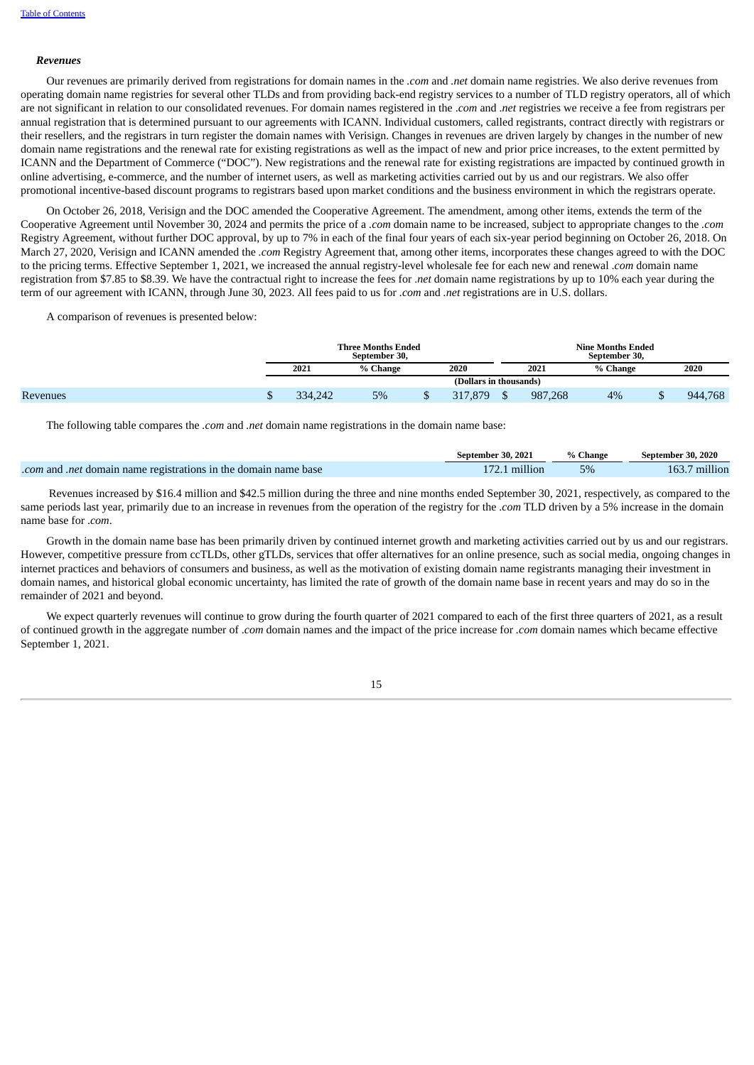***Revenues***

Our revenues are primarily derived from registrations for domain names in the *.com* and *.net* domain name registries. We also derive revenues from operating domain name registries for several other TLDs and from providing back-end registry services to a number of TLD registry operators, all of which are not significant in relation to our consolidated revenues. For domain names registered in the *.com* and *.net* registries we receive a fee from registrars per annual registration that is determined pursuant to our agreements with ICANN. Individual customers, called registrants, contract directly with registrars or their resellers, and the registrars in turn register the domain names with Verisign. Changes in revenues are driven largely by changes in the number of new domain name registrations and the renewal rate for existing registrations as well as the impact of new and prior price increases, to the extent permitted by ICANN and the Department of Commerce ("DOC"). New registrations and the renewal rate for existing registrations are impacted by continued growth in online advertising, e-commerce, and the number of internet users, as well as marketing activities carried out by us and our registrars. We also offer promotional incentive-based discount programs to registrars based upon market conditions and the business environment in which the registrars operate.

On October 26, 2018, Verisign and the DOC amended the Cooperative Agreement. The amendment, among other items, extends the term of the Cooperative Agreement until November 30, 2024 and permits the price of a *.com* domain name to be increased, subject to appropriate changes to the *.com* Registry Agreement, without further DOC approval, by up to 7% in each of the final four years of each six-year period beginning on October 26, 2018. On March 27, 2020, Verisign and ICANN amended the *.com* Registry Agreement that, among other items, incorporates these changes agreed to with the DOC to the pricing terms. Effective September 1, 2021, we increased the annual registry-level wholesale fee for each new and renewal *.com* domain name registration from $7.85 to $8.39. We have the contractual right to increase the fees for *.net* domain name registrations by up to 10% each year during the term of our agreement with ICANN, through June 30, 2023. All fees paid to us for *.com* and *.net* registrations are in U.S. dollars.

A comparison of revenues is presented below:

| | Three Months Ended September 30, | | | Nine Months Ended September 30, | | |
|---|---|---|---|---|---|---|
| | 2021 | % Change | 2020 | 2021 | % Change | 2020 |
| | (Dollars in thousands) | | | | | |
| Revenues | $ 334,242 | 5% | $ 317,879 | $ 987,268 | 4% | $ 944,768 |

The following table compares the *.com* and *.net* domain name registrations in the domain name base:

| | September 30, 2021 | % Change | September 30, 2020 |
|---|---|---|---|
| *.com* and *.net* domain name registrations in the domain name base | 172.1 million | 5% | 163.7 million |

Revenues increased by $16.4 million and $42.5 million during the three and nine months ended September 30, 2021, respectively, as compared to the same periods last year, primarily due to an increase in revenues from the operation of the registry for the *.com* TLD driven by a 5% increase in the domain name base for *.com*.

Growth in the domain name base has been primarily driven by continued internet growth and marketing activities carried out by us and our registrars. However, competitive pressure from ccTLDs, other gTLDs, services that offer alternatives for an online presence, such as social media, ongoing changes in internet practices and behaviors of consumers and business, as well as the motivation of existing domain name registrants managing their investment in domain names, and historical global economic uncertainty, has limited the rate of growth of the domain name base in recent years and may do so in the remainder of 2021 and beyond.

We expect quarterly revenues will continue to grow during the fourth quarter of 2021 compared to each of the first three quarters of 2021, as a result of continued growth in the aggregate number of *.com* domain names and the impact of the price increase for *.com* domain names which became effective September 1, 2021.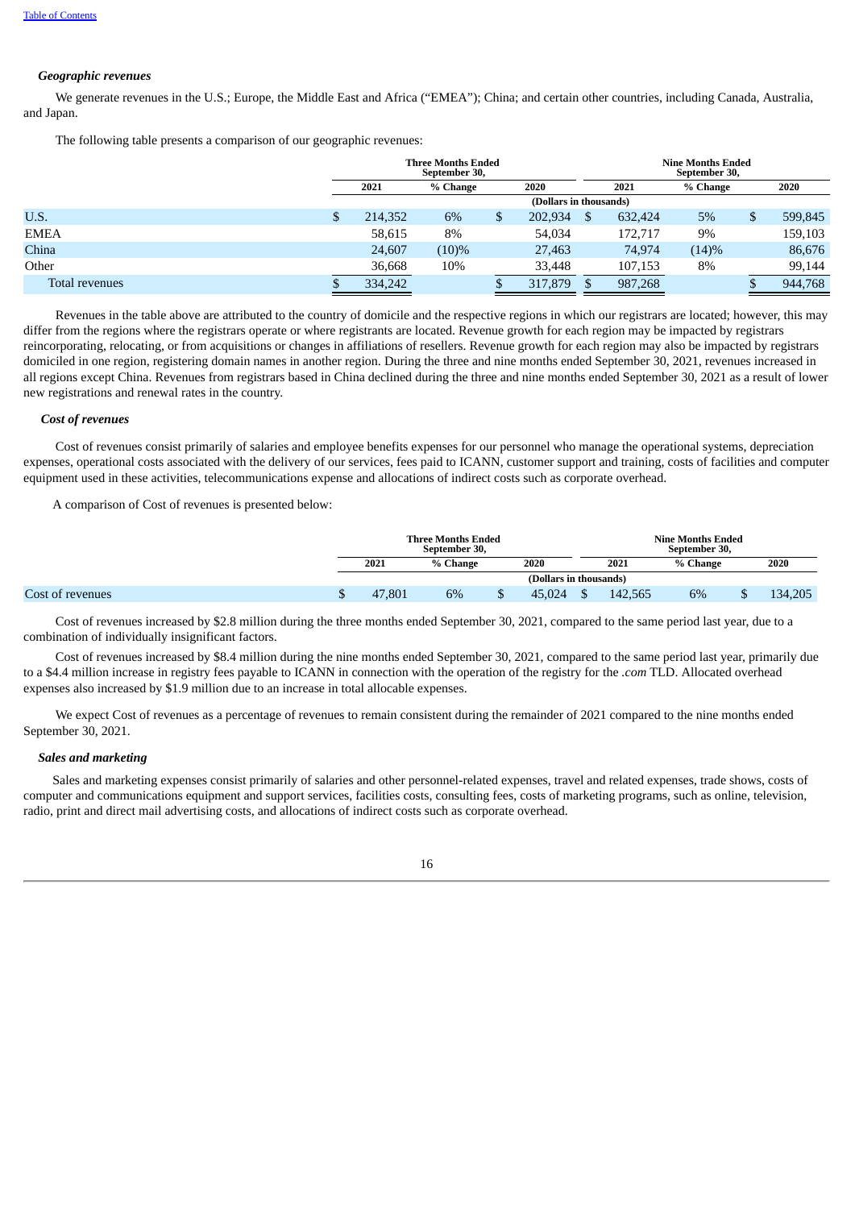### *Geographic revenues*

We generate revenues in the U.S.; Europe, the Middle East and Africa ("EMEA"); China; and certain other countries, including Canada, Australia, and Japan.

The following table presents a comparison of our geographic revenues:

| | Three Months Ended September 30, | | | Nine Months Ended September 30, | | |
|---|---|---|---|---|---|---|
| | 2021 | % Change | 2020 | 2021 | % Change | 2020 |
| | (Dollars in thousands) | | | | | |
| U.S. | $ 214,352 | 6% | $ 202,934 | $ 632,424 | 5% | $ 599,845 |
| EMEA | 58,615 | 8% | 54,034 | 172,717 | 9% | 159,103 |
| China | 24,607 | (10)% | 27,463 | 74,974 | (14)% | 86,676 |
| Other | 36,668 | 10% | 33,448 | 107,153 | 8% | 99,144 |
| Total revenues | $ 334,242 | | $ 317,879 | $ 987,268 | | $ 944,768 |

Revenues in the table above are attributed to the country of domicile and the respective regions in which our registrars are located; however, this may differ from the regions where the registrars operate or where registrants are located. Revenue growth for each region may be impacted by registrars reincorporating, relocating, or from acquisitions or changes in affiliations of resellers. Revenue growth for each region may also be impacted by registrars domiciled in one region, registering domain names in another region. During the three and nine months ended September 30, 2021, revenues increased in all regions except China. Revenues from registrars based in China declined during the three and nine months ended September 30, 2021 as a result of lower new registrations and renewal rates in the country.

### *Cost of revenues*

Cost of revenues consist primarily of salaries and employee benefits expenses for our personnel who manage the operational systems, depreciation expenses, operational costs associated with the delivery of our services, fees paid to ICANN, customer support and training, costs of facilities and computer equipment used in these activities, telecommunications expense and allocations of indirect costs such as corporate overhead.

A comparison of Cost of revenues is presented below:

| | Three Months Ended September 30, | | | Nine Months Ended September 30, | | |
|---|---|---|---|---|---|---|
| | 2021 | % Change | 2020 | 2021 | % Change | 2020 |
| | (Dollars in thousands) | | | | | |
| Cost of revenues | $ 47,801 | 6% | $ 45,024 | $ 142,565 | 6% | $ 134,205 |

Cost of revenues increased by $2.8 million during the three months ended September 30, 2021, compared to the same period last year, due to a combination of individually insignificant factors.

Cost of revenues increased by $8.4 million during the nine months ended September 30, 2021, compared to the same period last year, primarily due to a $4.4 million increase in registry fees payable to ICANN in connection with the operation of the registry for the *.com* TLD. Allocated overhead expenses also increased by $1.9 million due to an increase in total allocable expenses.

We expect Cost of revenues as a percentage of revenues to remain consistent during the remainder of 2021 compared to the nine months ended September 30, 2021.

### *Sales and marketing*

Sales and marketing expenses consist primarily of salaries and other personnel-related expenses, travel and related expenses, trade shows, costs of computer and communications equipment and support services, facilities costs, consulting fees, costs of marketing programs, such as online, television, radio, print and direct mail advertising costs, and allocations of indirect costs such as corporate overhead.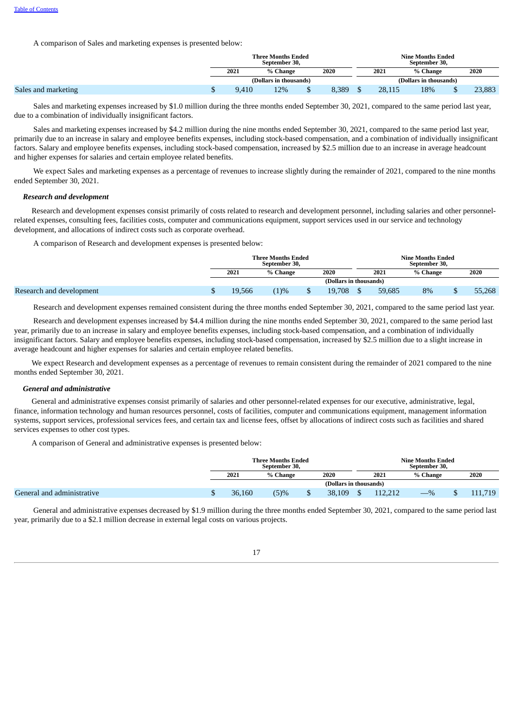A comparison of Sales and marketing expenses is presented below:

| | Three Months Ended September 30, | | | Nine Months Ended September 30, | | |
|---|---|---|---|---|---|---|
| | 2021 | % Change | 2020 | 2021 | % Change | 2020 |
| | (Dollars in thousands) | | | (Dollars in thousands) | | |
| Sales and marketing | $ 9,410 | 12% | $ 8,389 | $ 28,115 | 18% | $ 23,883 |

Sales and marketing expenses increased by $1.0 million during the three months ended September 30, 2021, compared to the same period last year, due to a combination of individually insignificant factors.

Sales and marketing expenses increased by $4.2 million during the nine months ended September 30, 2021, compared to the same period last year, primarily due to an increase in salary and employee benefits expenses, including stock-based compensation, and a combination of individually insignificant factors. Salary and employee benefits expenses, including stock-based compensation, increased by $2.5 million due to an increase in average headcount and higher expenses for salaries and certain employee related benefits.

We expect Sales and marketing expenses as a percentage of revenues to increase slightly during the remainder of 2021, compared to the nine months ended September 30, 2021.

### *Research and development*

Research and development expenses consist primarily of costs related to research and development personnel, including salaries and other personnel-related expenses, consulting fees, facilities costs, computer and communications equipment, support services used in our service and technology development, and allocations of indirect costs such as corporate overhead.

A comparison of Research and development expenses is presented below:

| | Three Months Ended September 30, | | | Nine Months Ended September 30, | | |
|---|---|---|---|---|---|---|
| | 2021 | % Change | 2020 | 2021 | % Change | 2020 |
| | | | (Dollars in thousands) | | | |
| Research and development | $ 19,566 | (1)% | $ 19,708 | $ 59,685 | 8% | $ 55,268 |

Research and development expenses remained consistent during the three months ended September 30, 2021, compared to the same period last year.

Research and development expenses increased by $4.4 million during the nine months ended September 30, 2021, compared to the same period last year, primarily due to an increase in salary and employee benefits expenses, including stock-based compensation, and a combination of individually insignificant factors. Salary and employee benefits expenses, including stock-based compensation, increased by $2.5 million due to a slight increase in average headcount and higher expenses for salaries and certain employee related benefits.

We expect Research and development expenses as a percentage of revenues to remain consistent during the remainder of 2021 compared to the nine months ended September 30, 2021.

### *General and administrative*

General and administrative expenses consist primarily of salaries and other personnel-related expenses for our executive, administrative, legal, finance, information technology and human resources personnel, costs of facilities, computer and communications equipment, management information systems, support services, professional services fees, and certain tax and license fees, offset by allocations of indirect costs such as facilities and shared services expenses to other cost types.

A comparison of General and administrative expenses is presented below:

| | Three Months Ended September 30, | | | Nine Months Ended September 30, | | |
|---|---|---|---|---|---|---|
| | 2021 | % Change | 2020 | 2021 | % Change | 2020 |
| | | | (Dollars in thousands) | | | |
| General and administrative | $ 36,160 | (5)% | $ 38,109 | $ 112,212 | —% | $ 111,719 |

General and administrative expenses decreased by $1.9 million during the three months ended September 30, 2021, compared to the same period last year, primarily due to a $2.1 million decrease in external legal costs on various projects.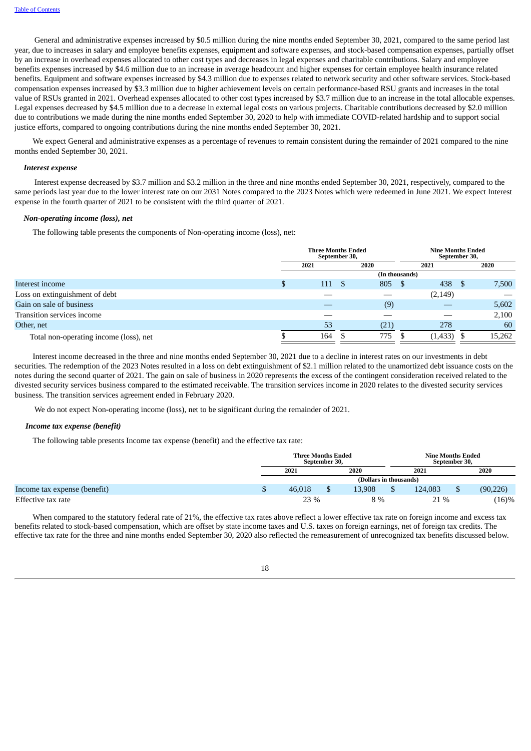General and administrative expenses increased by $0.5 million during the nine months ended September 30, 2021, compared to the same period last year, due to increases in salary and employee benefits expenses, equipment and software expenses, and stock-based compensation expenses, partially offset by an increase in overhead expenses allocated to other cost types and decreases in legal expenses and charitable contributions. Salary and employee benefits expenses increased by $4.6 million due to an increase in average headcount and higher expenses for certain employee health insurance related benefits. Equipment and software expenses increased by $4.3 million due to expenses related to network security and other software services. Stock-based compensation expenses increased by $3.3 million due to higher achievement levels on certain performance-based RSU grants and increases in the total value of RSUs granted in 2021. Overhead expenses allocated to other cost types increased by $3.7 million due to an increase in the total allocable expenses. Legal expenses decreased by $4.5 million due to a decrease in external legal costs on various projects. Charitable contributions decreased by $2.0 million due to contributions we made during the nine months ended September 30, 2020 to help with immediate COVID-related hardship and to support social justice efforts, compared to ongoing contributions during the nine months ended September 30, 2021.

We expect General and administrative expenses as a percentage of revenues to remain consistent during the remainder of 2021 compared to the nine months ended September 30, 2021.

***Interest expense***

Interest expense decreased by $3.7 million and $3.2 million in the three and nine months ended September 30, 2021, respectively, compared to the same periods last year due to the lower interest rate on our 2031 Notes compared to the 2023 Notes which were redeemed in June 2021. We expect Interest expense in the fourth quarter of 2021 to be consistent with the third quarter of 2021.

***Non-operating income (loss), net***

The following table presents the components of Non-operating income (loss), net:

| | Three Months Ended September 30, | | Nine Months Ended September 30, | |
|---|---|---|---|---|
| | 2021 | 2020 | 2021 | 2020 |
| | (In thousands) | | | |
| Interest income | $ 111 | $ 805 | $ 438 | $ 7,500 |
| Loss on extinguishment of debt | — | — | (2,149) | — |
| Gain on sale of business | — | (9) | — | 5,602 |
| Transition services income | — | — | — | 2,100 |
| Other, net | 53 | (21) | 278 | 60 |
| Total non-operating income (loss), net | $ 164 | $ 775 | $ (1,433) | $ 15,262 |

Interest income decreased in the three and nine months ended September 30, 2021 due to a decline in interest rates on our investments in debt securities. The redemption of the 2023 Notes resulted in a loss on debt extinguishment of $2.1 million related to the unamortized debt issuance costs on the notes during the second quarter of 2021. The gain on sale of business in 2020 represents the excess of the contingent consideration received related to the divested security services business compared to the estimated receivable. The transition services income in 2020 relates to the divested security services business. The transition services agreement ended in February 2020.

We do not expect Non-operating income (loss), net to be significant during the remainder of 2021.

***Income tax expense (benefit)***

The following table presents Income tax expense (benefit) and the effective tax rate:

| | Three Months Ended September 30, | | Nine Months Ended September 30, | |
|---|---|---|---|---|
| | 2021 | 2020 | 2021 | 2020 |
| | (Dollars in thousands) | | | |
| Income tax expense (benefit) | $ 46,018 | $ 13,908 | $ 124,083 | $ (90,226) |
| Effective tax rate | 23 % | 8 % | 21 % | (16)% |

When compared to the statutory federal rate of 21%, the effective tax rates above reflect a lower effective tax rate on foreign income and excess tax benefits related to stock-based compensation, which are offset by state income taxes and U.S. taxes on foreign earnings, net of foreign tax credits. The effective tax rate for the three and nine months ended September 30, 2020 also reflected the remeasurement of unrecognized tax benefits discussed below.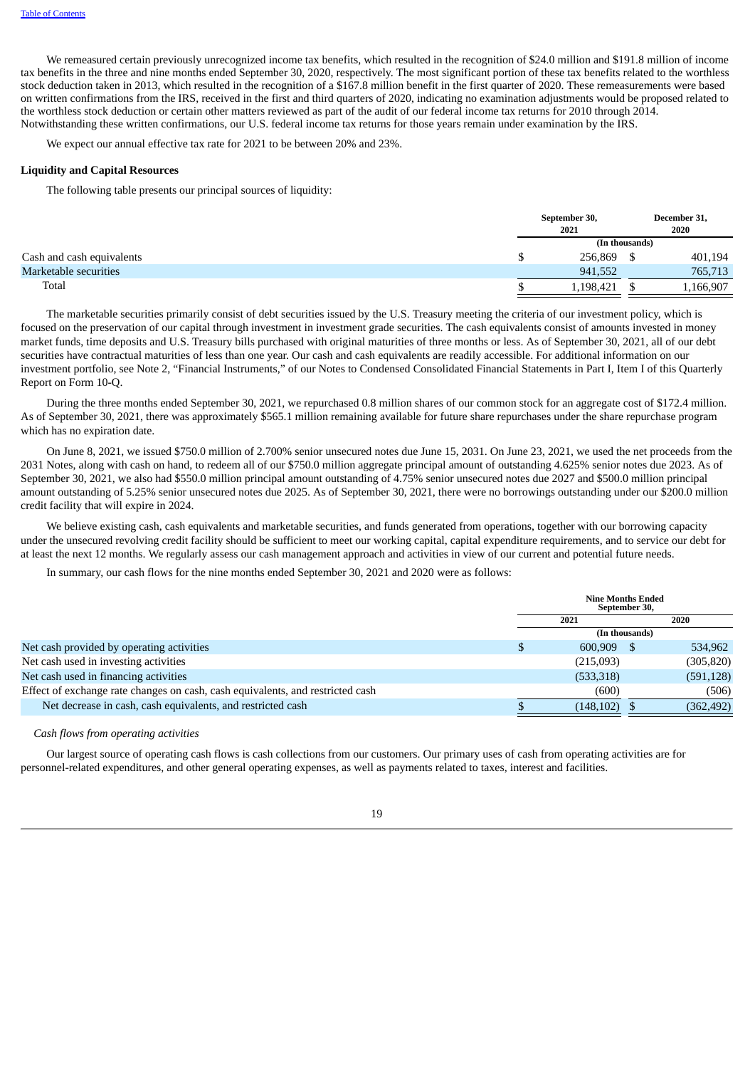We remeasured certain previously unrecognized income tax benefits, which resulted in the recognition of $24.0 million and $191.8 million of income tax benefits in the three and nine months ended September 30, 2020, respectively. The most significant portion of these tax benefits related to the worthless stock deduction taken in 2013, which resulted in the recognition of a $167.8 million benefit in the first quarter of 2020. These remeasurements were based on written confirmations from the IRS, received in the first and third quarters of 2020, indicating no examination adjustments would be proposed related to the worthless stock deduction or certain other matters reviewed as part of the audit of our federal income tax returns for 2010 through 2014. Notwithstanding these written confirmations, our U.S. federal income tax returns for those years remain under examination by the IRS.

We expect our annual effective tax rate for 2021 to be between 20% and 23%.

**Liquidity and Capital Resources**

The following table presents our principal sources of liquidity:

| | September 30, 2021 | December 31, 2020 |
|---|---|---|
| | (In thousands) | |
| Cash and cash equivalents | $ 256,869 | $ 401,194 |
| Marketable securities | 941,552 | 765,713 |
| Total | $ 1,198,421 | $ 1,166,907 |

The marketable securities primarily consist of debt securities issued by the U.S. Treasury meeting the criteria of our investment policy, which is focused on the preservation of our capital through investment in investment grade securities. The cash equivalents consist of amounts invested in money market funds, time deposits and U.S. Treasury bills purchased with original maturities of three months or less. As of September 30, 2021, all of our debt securities have contractual maturities of less than one year. Our cash and cash equivalents are readily accessible. For additional information on our investment portfolio, see Note 2, "Financial Instruments," of our Notes to Condensed Consolidated Financial Statements in Part I, Item I of this Quarterly Report on Form 10-Q.

During the three months ended September 30, 2021, we repurchased 0.8 million shares of our common stock for an aggregate cost of $172.4 million. As of September 30, 2021, there was approximately $565.1 million remaining available for future share repurchases under the share repurchase program which has no expiration date.

On June 8, 2021, we issued $750.0 million of 2.700% senior unsecured notes due June 15, 2031. On June 23, 2021, we used the net proceeds from the 2031 Notes, along with cash on hand, to redeem all of our $750.0 million aggregate principal amount of outstanding 4.625% senior notes due 2023. As of September 30, 2021, we also had $550.0 million principal amount outstanding of 4.75% senior unsecured notes due 2027 and $500.0 million principal amount outstanding of 5.25% senior unsecured notes due 2025. As of September 30, 2021, there were no borrowings outstanding under our $200.0 million credit facility that will expire in 2024.

We believe existing cash, cash equivalents and marketable securities, and funds generated from operations, together with our borrowing capacity under the unsecured revolving credit facility should be sufficient to meet our working capital, capital expenditure requirements, and to service our debt for at least the next 12 months. We regularly assess our cash management approach and activities in view of our current and potential future needs.

In summary, our cash flows for the nine months ended September 30, 2021 and 2020 were as follows:

| | Nine Months Ended September 30, | |
|---|---|---|
| | 2021 | 2020 |
| | (In thousands) | |
| Net cash provided by operating activities | $ 600,909 | $ 534,962 |
| Net cash used in investing activities | (215,093) | (305,820) |
| Net cash used in financing activities | (533,318) | (591,128) |
| Effect of exchange rate changes on cash, cash equivalents, and restricted cash | (600) | (506) |
| Net decrease in cash, cash equivalents, and restricted cash | $ (148,102) | $ (362,492) |

*Cash flows from operating activities*

Our largest source of operating cash flows is cash collections from our customers. Our primary uses of cash from operating activities are for personnel-related expenditures, and other general operating expenses, as well as payments related to taxes, interest and facilities.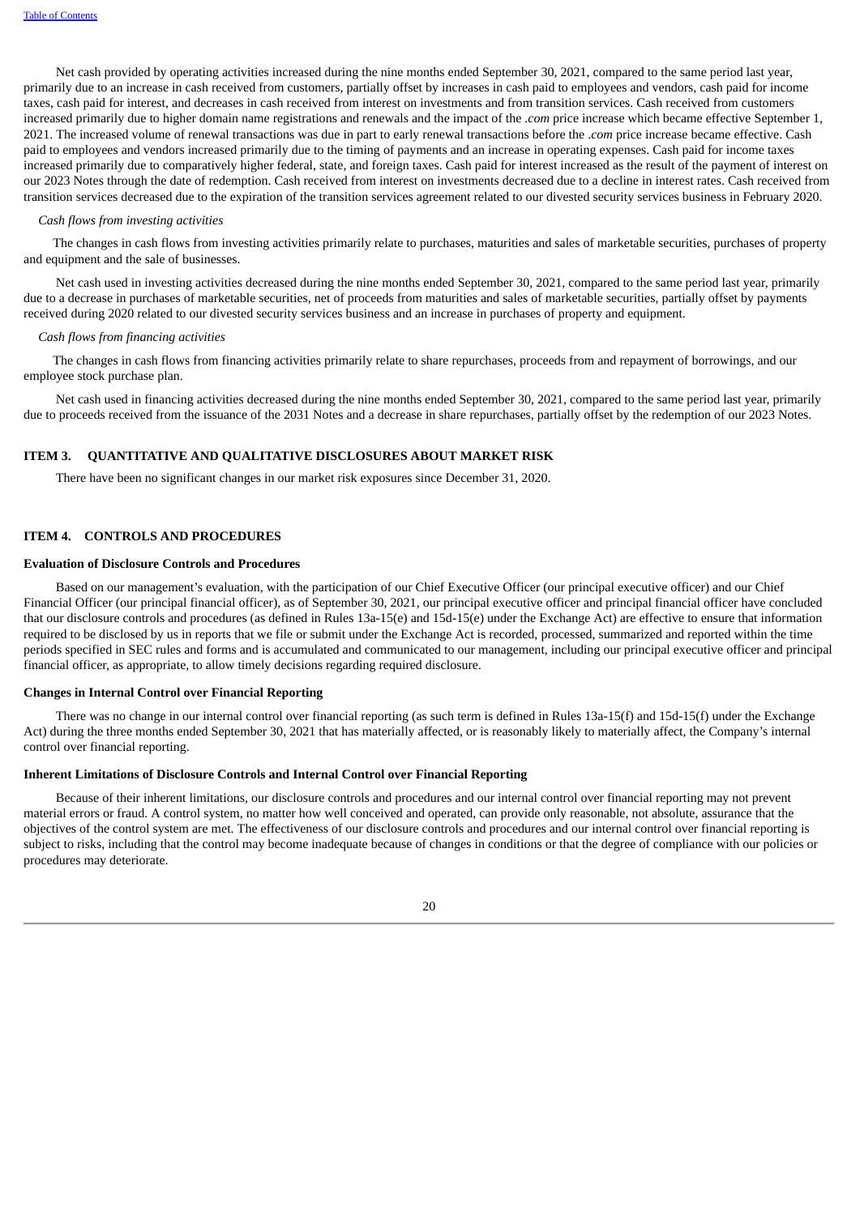Net cash provided by operating activities increased during the nine months ended September 30, 2021, compared to the same period last year, primarily due to an increase in cash received from customers, partially offset by increases in cash paid to employees and vendors, cash paid for income taxes, cash paid for interest, and decreases in cash received from interest on investments and from transition services. Cash received from customers increased primarily due to higher domain name registrations and renewals and the impact of the *.com* price increase which became effective September 1, 2021. The increased volume of renewal transactions was due in part to early renewal transactions before the *.com* price increase became effective. Cash paid to employees and vendors increased primarily due to the timing of payments and an increase in operating expenses. Cash paid for income taxes increased primarily due to comparatively higher federal, state, and foreign taxes. Cash paid for interest increased as the result of the payment of interest on our 2023 Notes through the date of redemption. Cash received from interest on investments decreased due to a decline in interest rates. Cash received from transition services decreased due to the expiration of the transition services agreement related to our divested security services business in February 2020.

*Cash flows from investing activities*

The changes in cash flows from investing activities primarily relate to purchases, maturities and sales of marketable securities, purchases of property and equipment and the sale of businesses.

Net cash used in investing activities decreased during the nine months ended September 30, 2021, compared to the same period last year, primarily due to a decrease in purchases of marketable securities, net of proceeds from maturities and sales of marketable securities, partially offset by payments received during 2020 related to our divested security services business and an increase in purchases of property and equipment.

*Cash flows from financing activities*

The changes in cash flows from financing activities primarily relate to share repurchases, proceeds from and repayment of borrowings, and our employee stock purchase plan.

Net cash used in financing activities decreased during the nine months ended September 30, 2021, compared to the same period last year, primarily due to proceeds received from the issuance of the 2031 Notes and a decrease in share repurchases, partially offset by the redemption of our 2023 Notes.

## ITEM 3. QUANTITATIVE AND QUALITATIVE DISCLOSURES ABOUT MARKET RISK

There have been no significant changes in our market risk exposures since December 31, 2020.

## ITEM 4. CONTROLS AND PROCEDURES

### Evaluation of Disclosure Controls and Procedures

Based on our management's evaluation, with the participation of our Chief Executive Officer (our principal executive officer) and our Chief Financial Officer (our principal financial officer), as of September 30, 2021, our principal executive officer and principal financial officer have concluded that our disclosure controls and procedures (as defined in Rules 13a-15(e) and 15d-15(e) under the Exchange Act) are effective to ensure that information required to be disclosed by us in reports that we file or submit under the Exchange Act is recorded, processed, summarized and reported within the time periods specified in SEC rules and forms and is accumulated and communicated to our management, including our principal executive officer and principal financial officer, as appropriate, to allow timely decisions regarding required disclosure.

### Changes in Internal Control over Financial Reporting

There was no change in our internal control over financial reporting (as such term is defined in Rules 13a-15(f) and 15d-15(f) under the Exchange Act) during the three months ended September 30, 2021 that has materially affected, or is reasonably likely to materially affect, the Company's internal control over financial reporting.

### Inherent Limitations of Disclosure Controls and Internal Control over Financial Reporting

Because of their inherent limitations, our disclosure controls and procedures and our internal control over financial reporting may not prevent material errors or fraud. A control system, no matter how well conceived and operated, can provide only reasonable, not absolute, assurance that the objectives of the control system are met. The effectiveness of our disclosure controls and procedures and our internal control over financial reporting is subject to risks, including that the control may become inadequate because of changes in conditions or that the degree of compliance with our policies or procedures may deteriorate.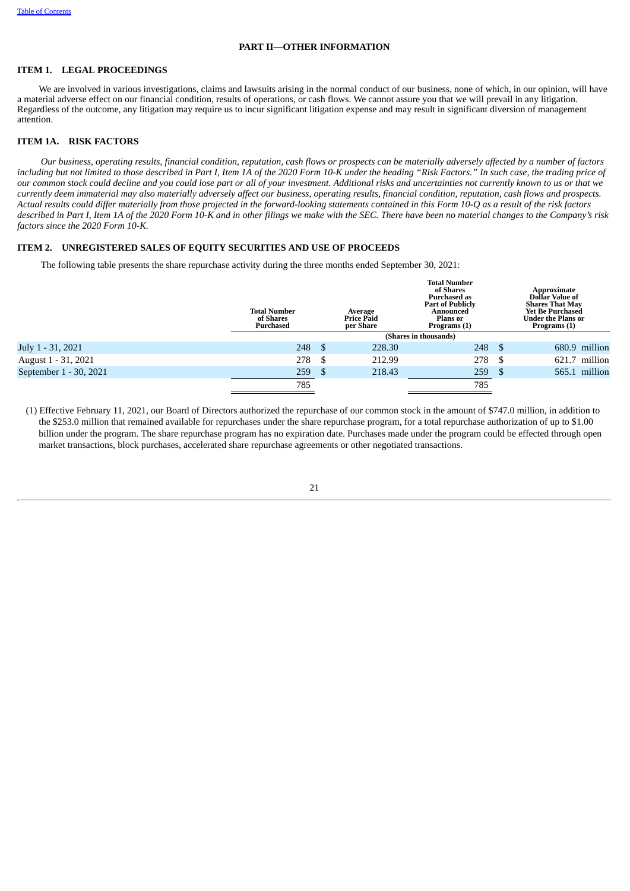[Table of Contents](#)

## PART II—OTHER INFORMATION

### ITEM 1. LEGAL PROCEEDINGS

We are involved in various investigations, claims and lawsuits arising in the normal conduct of our business, none of which, in our opinion, will have a material adverse effect on our financial condition, results of operations, or cash flows. We cannot assure you that we will prevail in any litigation. Regardless of the outcome, any litigation may require us to incur significant litigation expense and may result in significant diversion of management attention.

### ITEM 1A. RISK FACTORS

*Our business, operating results, financial condition, reputation, cash flows or prospects can be materially adversely affected by a number of factors including but not limited to those described in Part I, Item 1A of the 2020 Form 10-K under the heading "Risk Factors." In such case, the trading price of our common stock could decline and you could lose part or all of your investment. Additional risks and uncertainties not currently known to us or that we currently deem immaterial may also materially adversely affect our business, operating results, financial condition, reputation, cash flows and prospects. Actual results could differ materially from those projected in the forward-looking statements contained in this Form 10-Q as a result of the risk factors described in Part I, Item 1A of the 2020 Form 10-K and in other filings we make with the SEC. There have been no material changes to the Company's risk factors since the 2020 Form 10-K.*

### ITEM 2. UNREGISTERED SALES OF EQUITY SECURITIES AND USE OF PROCEEDS

The following table presents the share repurchase activity during the three months ended September 30, 2021:

| | Total Number of Shares Purchased | Average Price Paid per Share | Total Number of Shares Purchased as Part of Publicly Announced Plans or Programs (1) | Approximate Dollar Value of Shares That May Yet Be Purchased Under the Plans or Programs (1) |
|---|---|---|---|---|
| | (Shares in thousands) | | | |
| July 1 - 31, 2021 | 248 | $ 228.30 | 248 | $ 680.9 million |
| August 1 - 31, 2021 | 278 | $ 212.99 | 278 | $ 621.7 million |
| September 1 - 30, 2021 | 259 | $ 218.43 | 259 | $ 565.1 million |
| | 785 | | 785 | |

(1) Effective February 11, 2021, our Board of Directors authorized the repurchase of our common stock in the amount of $747.0 million, in addition to the $253.0 million that remained available for repurchases under the share repurchase program, for a total repurchase authorization of up to $1.00 billion under the program. The share repurchase program has no expiration date. Purchases made under the program could be effected through open market transactions, block purchases, accelerated share repurchase agreements or other negotiated transactions.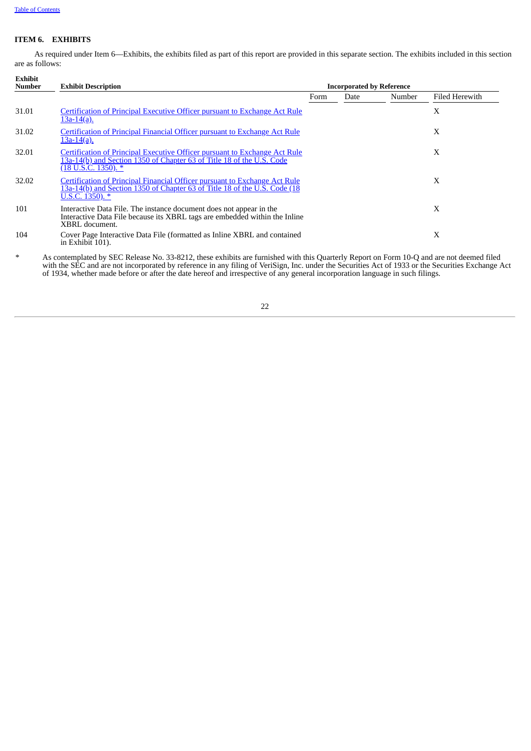## ITEM 6. EXHIBITS

As required under Item 6—Exhibits, the exhibits filed as part of this report are provided in this separate section. The exhibits included in this section are as follows:

| Exhibit Number | Exhibit Description | Incorporated by Reference | | | |
|---|---|---|---|---|---|
| | | Form | Date | Number | Filed Herewith |
| 31.01 | Certification of Principal Executive Officer pursuant to Exchange Act Rule 13a-14(a). | | | | X |
| 31.02 | Certification of Principal Financial Officer pursuant to Exchange Act Rule 13a-14(a). | | | | X |
| 32.01 | Certification of Principal Executive Officer pursuant to Exchange Act Rule 13a-14(b) and Section 1350 of Chapter 63 of Title 18 of the U.S. Code (18 U.S.C. 1350). * | | | | X |
| 32.02 | Certification of Principal Financial Officer pursuant to Exchange Act Rule 13a-14(b) and Section 1350 of Chapter 63 of Title 18 of the U.S. Code (18 U.S.C. 1350). * | | | | X |
| 101 | Interactive Data File. The instance document does not appear in the Interactive Data File because its XBRL tags are embedded within the Inline XBRL document. | | | | X |
| 104 | Cover Page Interactive Data File (formatted as Inline XBRL and contained in Exhibit 101). | | | | X |

\* As contemplated by SEC Release No. 33-8212, these exhibits are furnished with this Quarterly Report on Form 10-Q and are not deemed filed with the SEC and are not incorporated by reference in any filing of VeriSign, Inc. under the Securities Act of 1933 or the Securities Exchange Act of 1934, whether made before or after the date hereof and irrespective of any general incorporation language in such filings.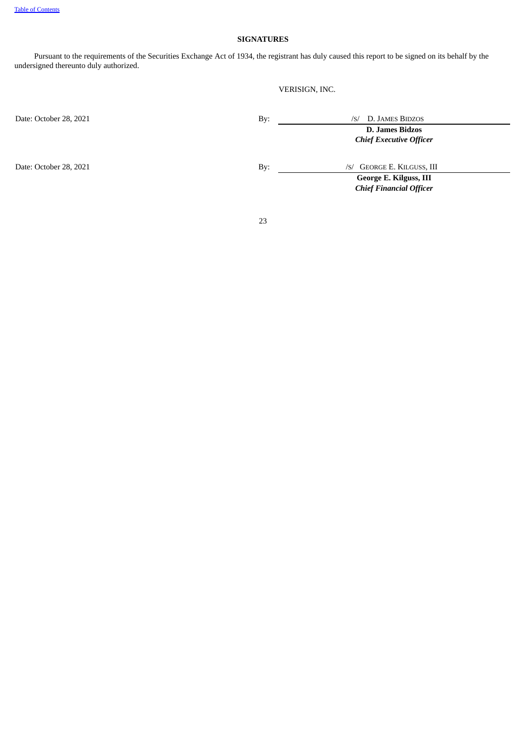## SIGNATURES

Pursuant to the requirements of the Securities Exchange Act of 1934, the registrant has duly caused this report to be signed on its behalf by the undersigned thereunto duly authorized.

VERISIGN, INC.

| | | |
|---|---|---|
| Date: October 28, 2021 | By: | /S/ D. JAMES BIDZOS |
| | | **D. James Bidzos** |
| | | ***Chief Executive Officer*** |
| Date: October 28, 2021 | By: | /S/ GEORGE E. KILGUSS, III |
| | | **George E. Kilguss, III** |
| | | ***Chief Financial Officer*** |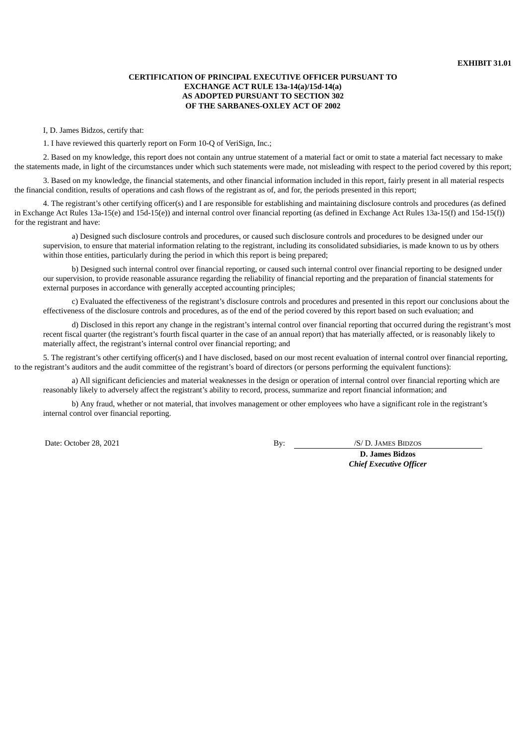**EXHIBIT 31.01**

**CERTIFICATION OF PRINCIPAL EXECUTIVE OFFICER PURSUANT TO EXCHANGE ACT RULE 13a-14(a)/15d-14(a) AS ADOPTED PURSUANT TO SECTION 302 OF THE SARBANES-OXLEY ACT OF 2002**

I, D. James Bidzos, certify that:

1. I have reviewed this quarterly report on Form 10-Q of VeriSign, Inc.;

2. Based on my knowledge, this report does not contain any untrue statement of a material fact or omit to state a material fact necessary to make the statements made, in light of the circumstances under which such statements were made, not misleading with respect to the period covered by this report;

3. Based on my knowledge, the financial statements, and other financial information included in this report, fairly present in all material respects the financial condition, results of operations and cash flows of the registrant as of, and for, the periods presented in this report;

4. The registrant's other certifying officer(s) and I are responsible for establishing and maintaining disclosure controls and procedures (as defined in Exchange Act Rules 13a-15(e) and 15d-15(e)) and internal control over financial reporting (as defined in Exchange Act Rules 13a-15(f) and 15d-15(f)) for the registrant and have:

a) Designed such disclosure controls and procedures, or caused such disclosure controls and procedures to be designed under our supervision, to ensure that material information relating to the registrant, including its consolidated subsidiaries, is made known to us by others within those entities, particularly during the period in which this report is being prepared;

b) Designed such internal control over financial reporting, or caused such internal control over financial reporting to be designed under our supervision, to provide reasonable assurance regarding the reliability of financial reporting and the preparation of financial statements for external purposes in accordance with generally accepted accounting principles;

c) Evaluated the effectiveness of the registrant's disclosure controls and procedures and presented in this report our conclusions about the effectiveness of the disclosure controls and procedures, as of the end of the period covered by this report based on such evaluation; and

d) Disclosed in this report any change in the registrant's internal control over financial reporting that occurred during the registrant's most recent fiscal quarter (the registrant's fourth fiscal quarter in the case of an annual report) that has materially affected, or is reasonably likely to materially affect, the registrant's internal control over financial reporting; and

5. The registrant's other certifying officer(s) and I have disclosed, based on our most recent evaluation of internal control over financial reporting, to the registrant's auditors and the audit committee of the registrant's board of directors (or persons performing the equivalent functions):

a) All significant deficiencies and material weaknesses in the design or operation of internal control over financial reporting which are reasonably likely to adversely affect the registrant's ability to record, process, summarize and report financial information; and

b) Any fraud, whether or not material, that involves management or other employees who have a significant role in the registrant's internal control over financial reporting.

Date: October 28, 2021

By: /S/ D. JAMES BIDZOS

**D. James Bidzos**
***Chief Executive Officer***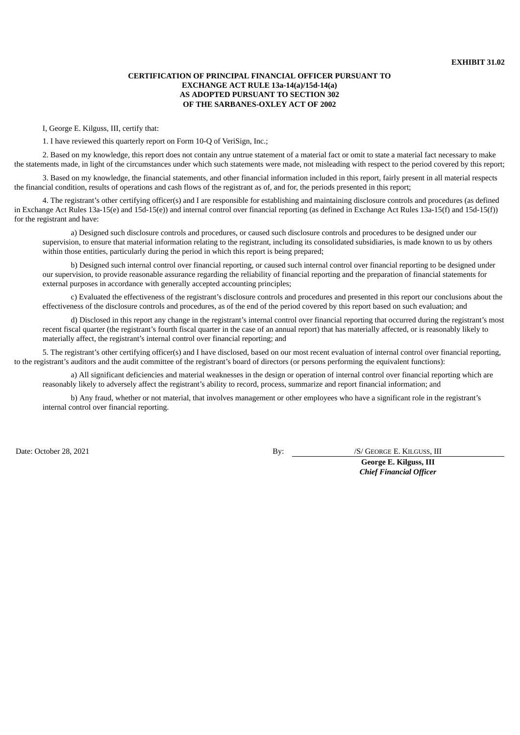**EXHIBIT 31.02**

**CERTIFICATION OF PRINCIPAL FINANCIAL OFFICER PURSUANT TO EXCHANGE ACT RULE 13a-14(a)/15d-14(a) AS ADOPTED PURSUANT TO SECTION 302 OF THE SARBANES-OXLEY ACT OF 2002**

I, George E. Kilguss, III, certify that:

1. I have reviewed this quarterly report on Form 10-Q of VeriSign, Inc.;

2. Based on my knowledge, this report does not contain any untrue statement of a material fact or omit to state a material fact necessary to make the statements made, in light of the circumstances under which such statements were made, not misleading with respect to the period covered by this report;

3. Based on my knowledge, the financial statements, and other financial information included in this report, fairly present in all material respects the financial condition, results of operations and cash flows of the registrant as of, and for, the periods presented in this report;

4. The registrant's other certifying officer(s) and I are responsible for establishing and maintaining disclosure controls and procedures (as defined in Exchange Act Rules 13a-15(e) and 15d-15(e)) and internal control over financial reporting (as defined in Exchange Act Rules 13a-15(f) and 15d-15(f)) for the registrant and have:

a) Designed such disclosure controls and procedures, or caused such disclosure controls and procedures to be designed under our supervision, to ensure that material information relating to the registrant, including its consolidated subsidiaries, is made known to us by others within those entities, particularly during the period in which this report is being prepared;

b) Designed such internal control over financial reporting, or caused such internal control over financial reporting to be designed under our supervision, to provide reasonable assurance regarding the reliability of financial reporting and the preparation of financial statements for external purposes in accordance with generally accepted accounting principles;

c) Evaluated the effectiveness of the registrant's disclosure controls and procedures and presented in this report our conclusions about the effectiveness of the disclosure controls and procedures, as of the end of the period covered by this report based on such evaluation; and

d) Disclosed in this report any change in the registrant's internal control over financial reporting that occurred during the registrant's most recent fiscal quarter (the registrant's fourth fiscal quarter in the case of an annual report) that has materially affected, or is reasonably likely to materially affect, the registrant's internal control over financial reporting; and

5. The registrant's other certifying officer(s) and I have disclosed, based on our most recent evaluation of internal control over financial reporting, to the registrant's auditors and the audit committee of the registrant's board of directors (or persons performing the equivalent functions):

a) All significant deficiencies and material weaknesses in the design or operation of internal control over financial reporting which are reasonably likely to adversely affect the registrant's ability to record, process, summarize and report financial information; and

b) Any fraud, whether or not material, that involves management or other employees who have a significant role in the registrant's internal control over financial reporting.

Date: October 28, 2021

By: /S/ GEORGE E. KILGUSS, III

**George E. Kilguss, III**
***Chief Financial Officer***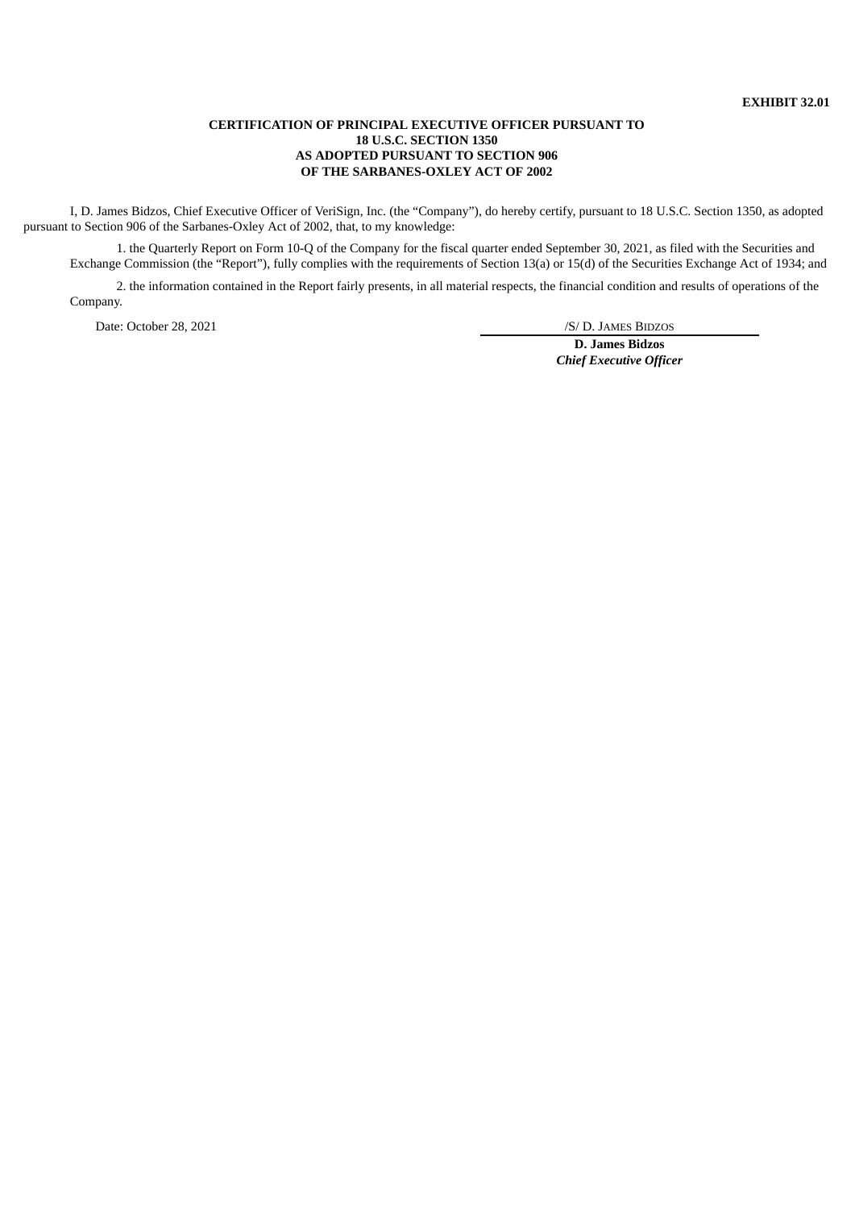**EXHIBIT 32.01**

**CERTIFICATION OF PRINCIPAL EXECUTIVE OFFICER PURSUANT TO 18 U.S.C. SECTION 1350 AS ADOPTED PURSUANT TO SECTION 906 OF THE SARBANES-OXLEY ACT OF 2002**

I, D. James Bidzos, Chief Executive Officer of VeriSign, Inc. (the "Company"), do hereby certify, pursuant to 18 U.S.C. Section 1350, as adopted pursuant to Section 906 of the Sarbanes-Oxley Act of 2002, that, to my knowledge:

1. the Quarterly Report on Form 10-Q of the Company for the fiscal quarter ended September 30, 2021, as filed with the Securities and Exchange Commission (the "Report"), fully complies with the requirements of Section 13(a) or 15(d) of the Securities Exchange Act of 1934; and

2. the information contained in the Report fairly presents, in all material respects, the financial condition and results of operations of the Company.

Date: October 28, 2021

/S/ D. JAMES BIDZOS

**D. James Bidzos**
***Chief Executive Officer***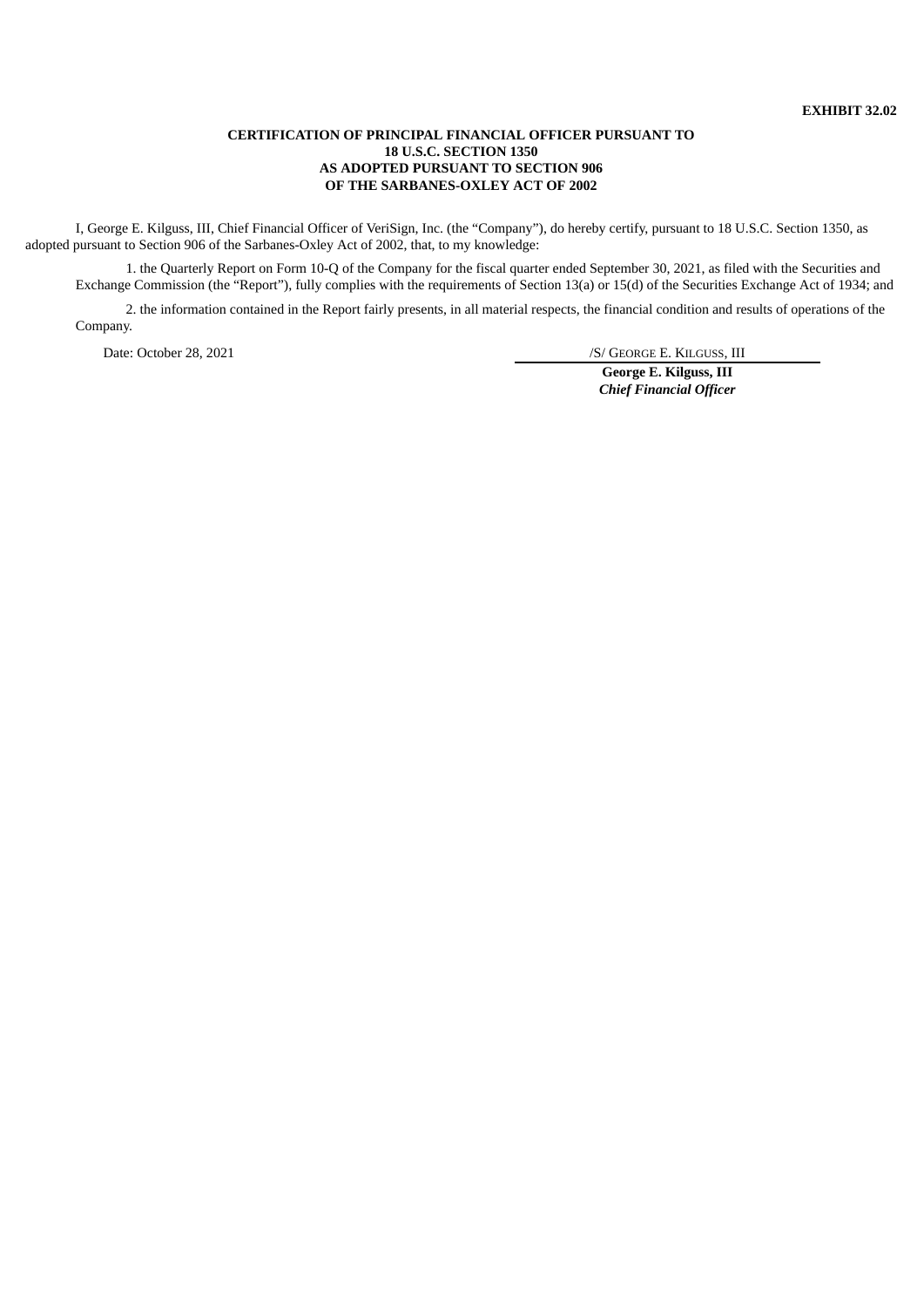**EXHIBIT 32.02**

**CERTIFICATION OF PRINCIPAL FINANCIAL OFFICER PURSUANT TO
18 U.S.C. SECTION 1350
AS ADOPTED PURSUANT TO SECTION 906
OF THE SARBANES-OXLEY ACT OF 2002**

I, George E. Kilguss, III, Chief Financial Officer of VeriSign, Inc. (the "Company"), do hereby certify, pursuant to 18 U.S.C. Section 1350, as adopted pursuant to Section 906 of the Sarbanes-Oxley Act of 2002, that, to my knowledge:

1. the Quarterly Report on Form 10-Q of the Company for the fiscal quarter ended September 30, 2021, as filed with the Securities and Exchange Commission (the "Report"), fully complies with the requirements of Section 13(a) or 15(d) of the Securities Exchange Act of 1934; and

2. the information contained in the Report fairly presents, in all material respects, the financial condition and results of operations of the Company.

Date: October 28, 2021

/S/ GEORGE E. KILGUSS, III

**George E. Kilguss, III**
***Chief Financial Officer***